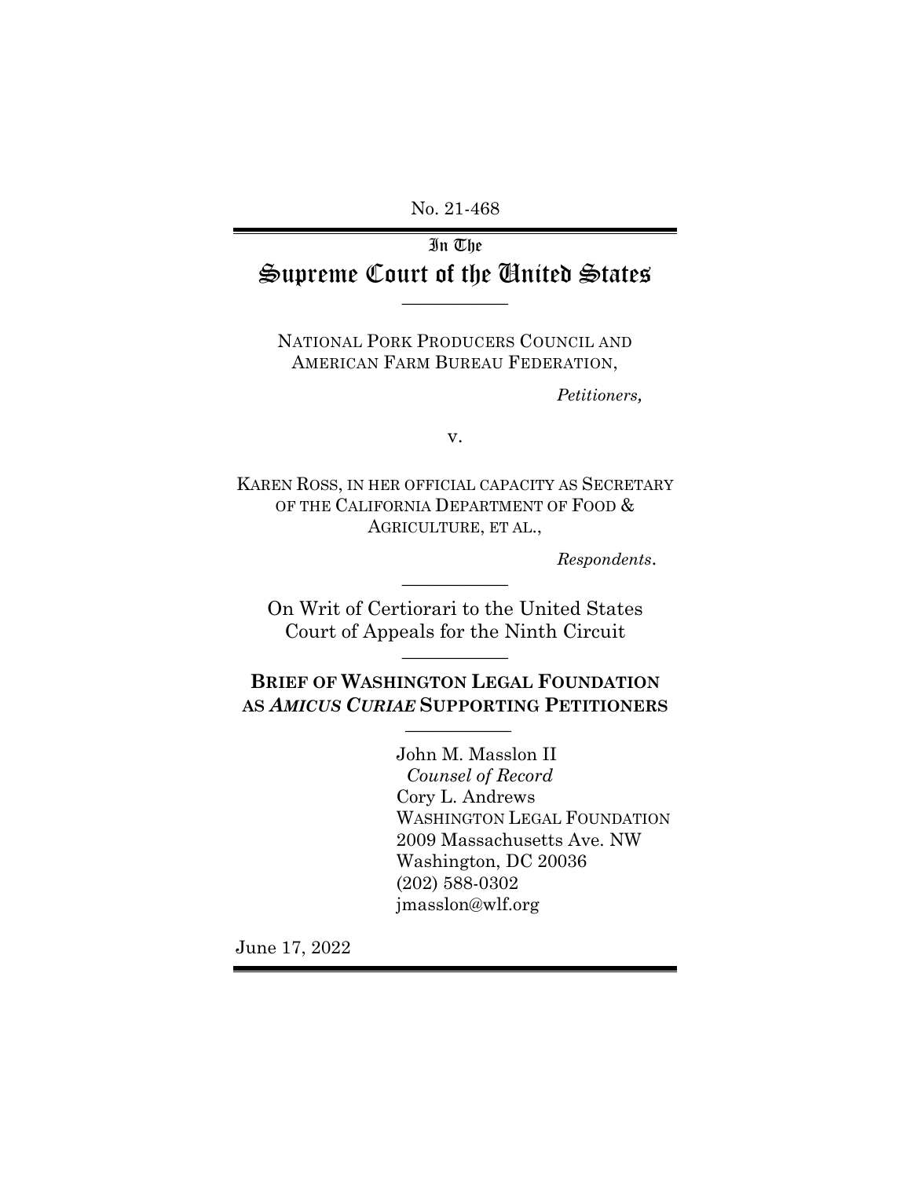No. 21-468

In The

# Supreme Court of the United States

---

NATIONAL PORK PRODUCERS COUNCIL AND AMERICAN FARM BUREAU FEDERATION,

*Petitioners,*

v.

KAREN ROSS, IN HER OFFICIAL CAPACITY AS SECRETARY OF THE CALIFORNIA DEPARTMENT OF FOOD & AGRICULTURE, ET AL.,

*Respondents.*

---

On Writ of Certiorari to the United States Court of Appeals for the Ninth Circuit

---

**BRIEF OF WASHINGTON LEGAL FOUNDATION AS *AMICUS CURIAE* SUPPORTING PETITIONERS**

---

John M. Masslon II
*Counsel of Record*
Cory L. Andrews
WASHINGTON LEGAL FOUNDATION
2009 Massachusetts Ave. NW
Washington, DC 20036
(202) 588-0302
jmasslon@wlf.org

June 17, 2022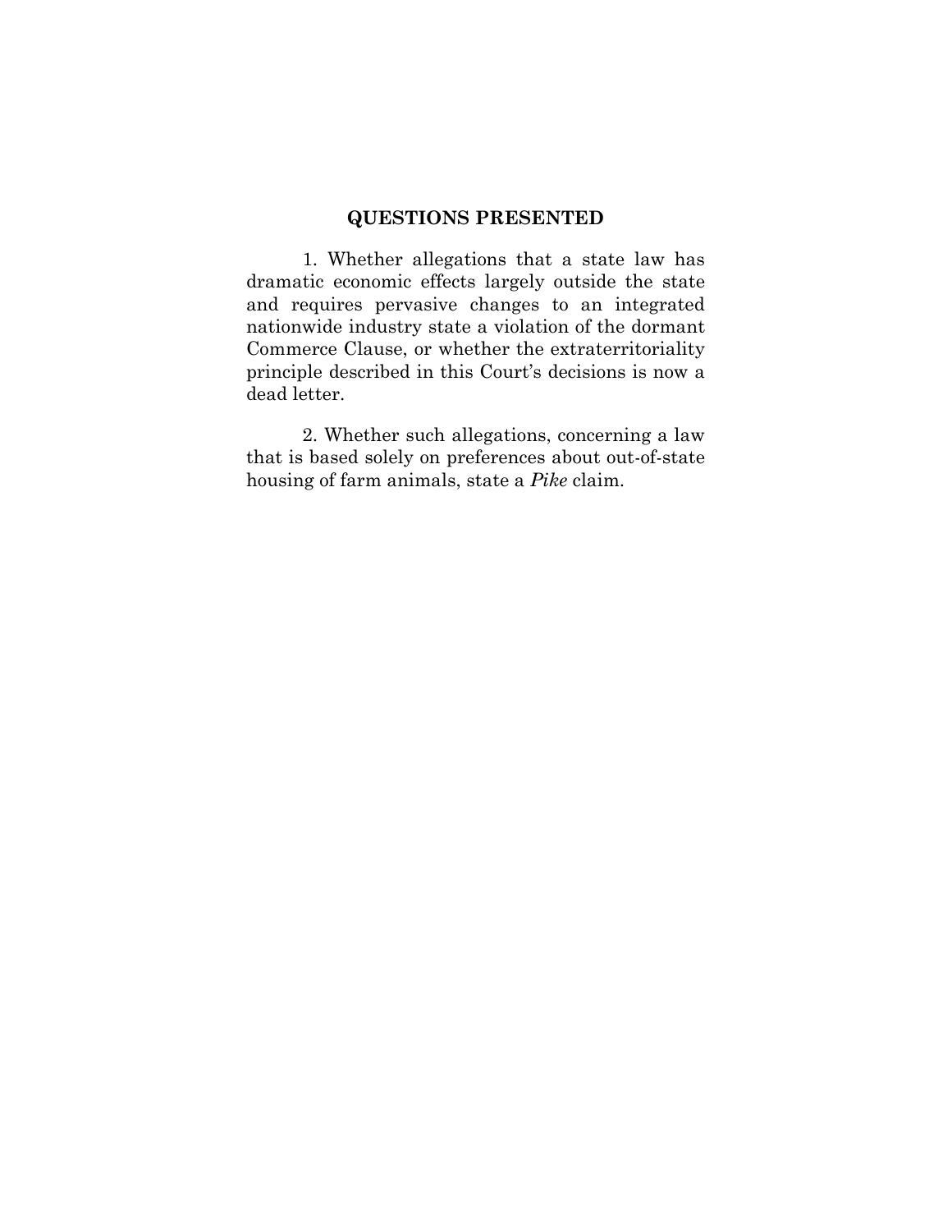## QUESTIONS PRESENTED

1. Whether allegations that a state law has dramatic economic effects largely outside the state and requires pervasive changes to an integrated nationwide industry state a violation of the dormant Commerce Clause, or whether the extraterritoriality principle described in this Court's decisions is now a dead letter.

2. Whether such allegations, concerning a law that is based solely on preferences about out-of-state housing of farm animals, state a *Pike* claim.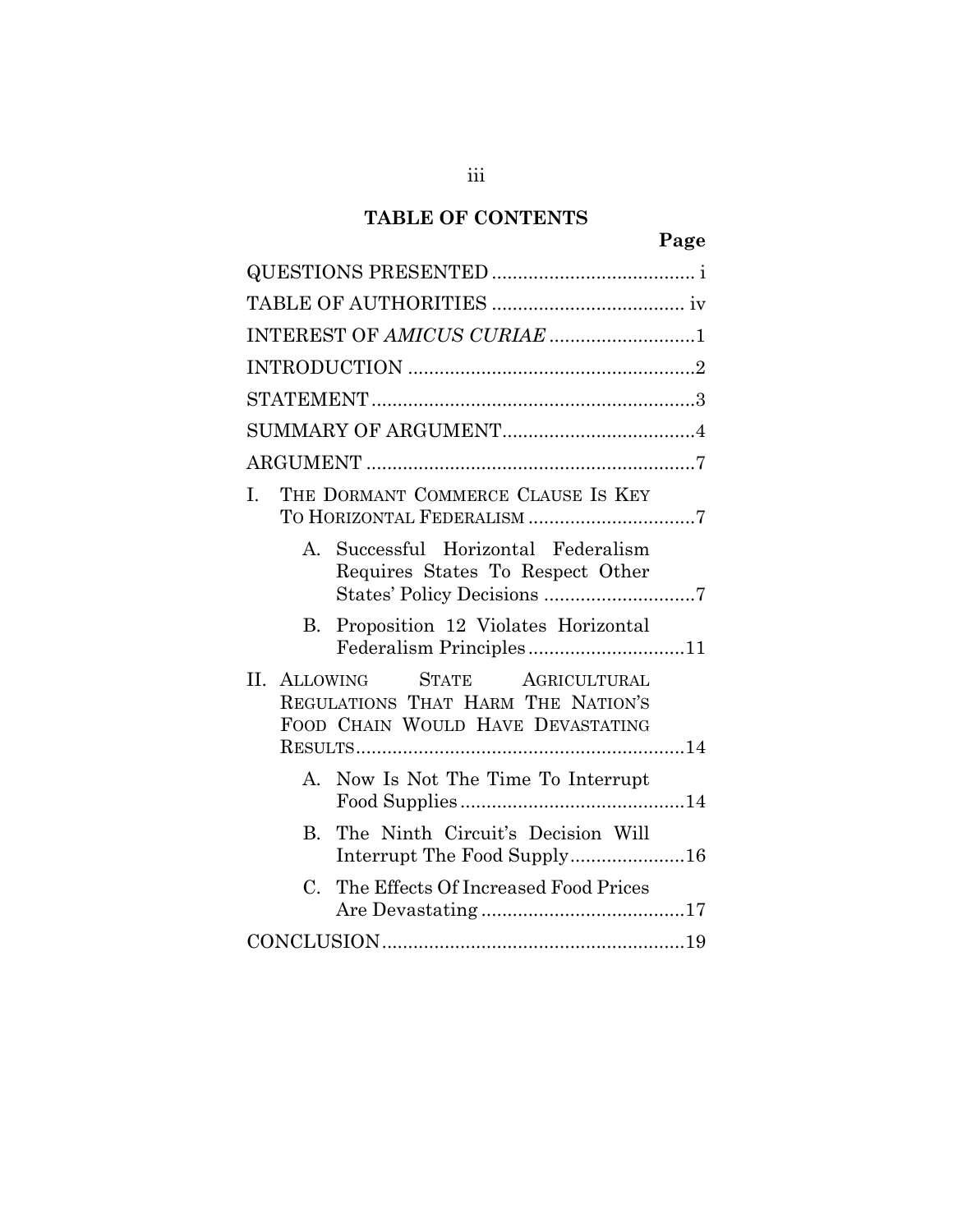## TABLE OF CONTENTS

| | Page |
|---|---|
| QUESTIONS PRESENTED | i |
| TABLE OF AUTHORITIES | iv |
| INTEREST OF *AMICUS CURIAE* | 1 |
| INTRODUCTION | 2 |
| STATEMENT | 3 |
| SUMMARY OF ARGUMENT | 4 |
| ARGUMENT | 7 |
| I. THE DORMANT COMMERCE CLAUSE IS KEY TO HORIZONTAL FEDERALISM | 7 |
| A. Successful Horizontal Federalism Requires States To Respect Other States' Policy Decisions | 7 |
| B. Proposition 12 Violates Horizontal Federalism Principles | 11 |
| II. ALLOWING STATE AGRICULTURAL REGULATIONS THAT HARM THE NATION'S FOOD CHAIN WOULD HAVE DEVASTATING RESULTS | 14 |
| A. Now Is Not The Time To Interrupt Food Supplies | 14 |
| B. The Ninth Circuit's Decision Will Interrupt The Food Supply | 16 |
| C. The Effects Of Increased Food Prices Are Devastating | 17 |
| CONCLUSION | 19 |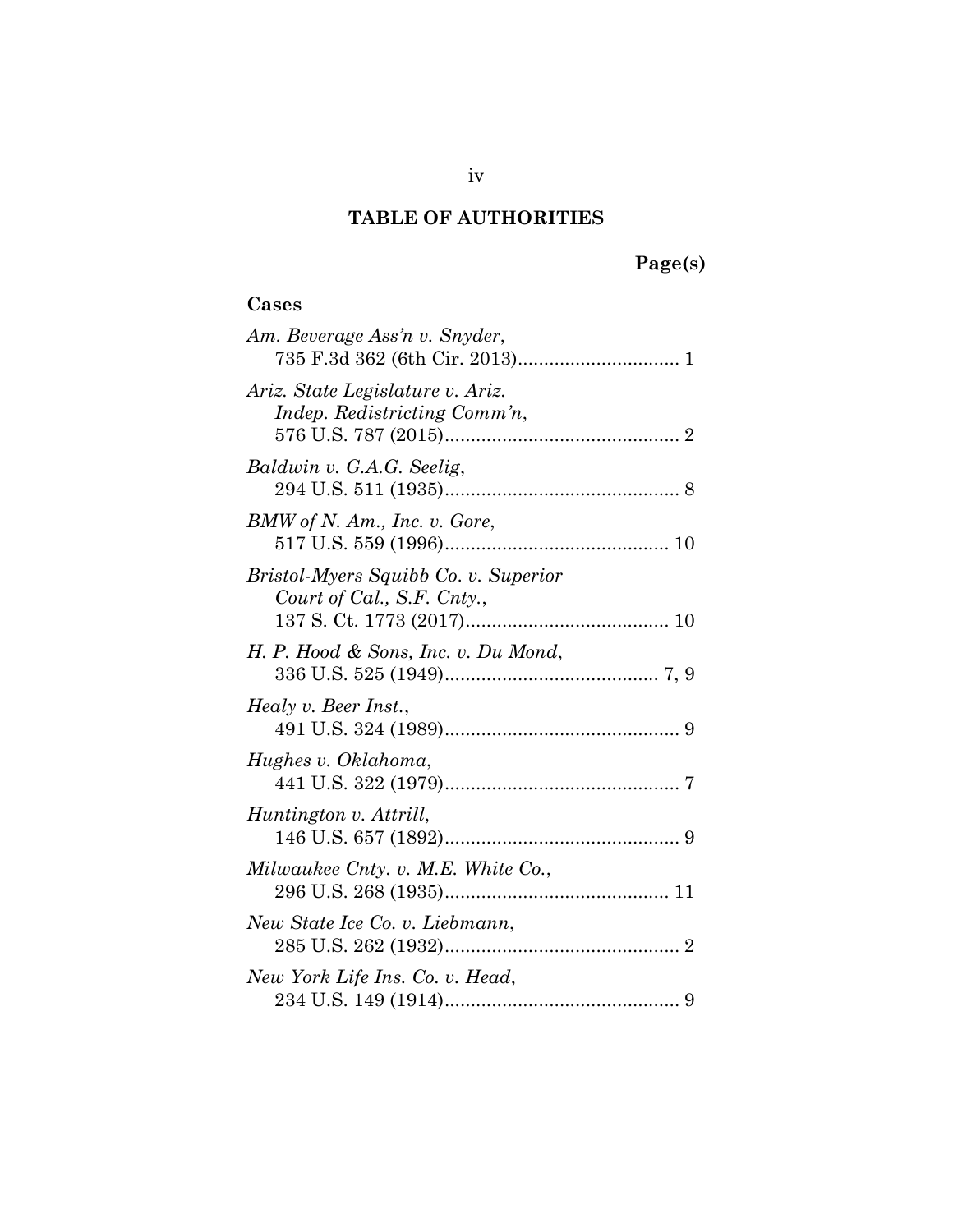# TABLE OF AUTHORITIES

**Page(s)**

## Cases

*Am. Beverage Ass'n v. Snyder*,
735 F.3d 362 (6th Cir. 2013)............................... 1

*Ariz. State Legislature v. Ariz. Indep. Redistricting Comm'n*,
576 U.S. 787 (2015)............................................. 2

*Baldwin v. G.A.G. Seelig*,
294 U.S. 511 (1935)............................................. 8

*BMW of N. Am., Inc. v. Gore*,
517 U.S. 559 (1996)........................................... 10

*Bristol-Myers Squibb Co. v. Superior Court of Cal., S.F. Cnty.*,
137 S. Ct. 1773 (2017)....................................... 10

*H. P. Hood & Sons, Inc. v. Du Mond*,
336 U.S. 525 (1949)......................................... 7, 9

*Healy v. Beer Inst.*,
491 U.S. 324 (1989)............................................. 9

*Hughes v. Oklahoma*,
441 U.S. 322 (1979)............................................. 7

*Huntington v. Attrill*,
146 U.S. 657 (1892)............................................. 9

*Milwaukee Cnty. v. M.E. White Co.*,
296 U.S. 268 (1935)........................................... 11

*New State Ice Co. v. Liebmann*,
285 U.S. 262 (1932)............................................. 2

*New York Life Ins. Co. v. Head*,
234 U.S. 149 (1914)............................................. 9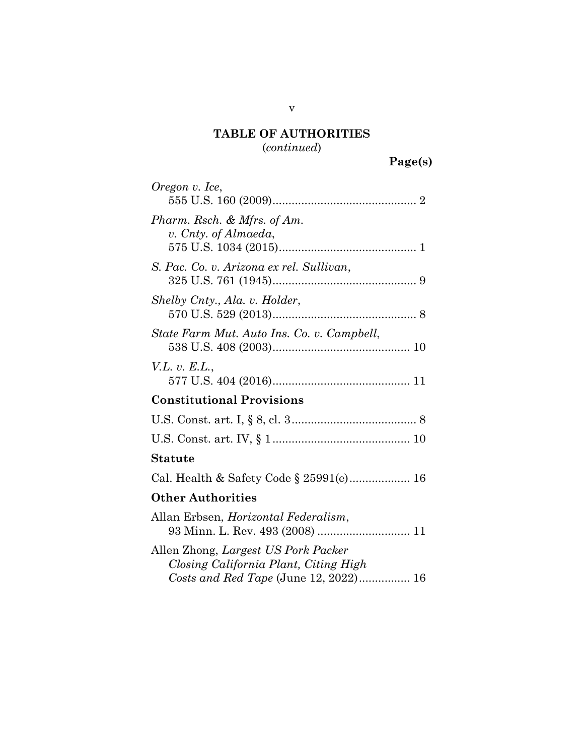**TABLE OF AUTHORITIES**
(*continued*)

**Page(s)**

*Oregon v. Ice*,
555 U.S. 160 (2009)............................................ 2

*Pharm. Rsch. & Mfrs. of Am. v. Cnty. of Almaeda*,
575 U.S. 1034 (2015).......................................... 1

*S. Pac. Co. v. Arizona ex rel. Sullivan*,
325 U.S. 761 (1945)............................................ 9

*Shelby Cnty., Ala. v. Holder*,
570 U.S. 529 (2013)............................................ 8

*State Farm Mut. Auto Ins. Co. v. Campbell*,
538 U.S. 408 (2003).......................................... 10

*V.L. v. E.L.*,
577 U.S. 404 (2016).......................................... 11

**Constitutional Provisions**

U.S. Const. art. I, § 8, cl. 3....................................... 8

U.S. Const. art. IV, § 1........................................... 10

**Statute**

Cal. Health & Safety Code § 25991(e).................. 16

**Other Authorities**

Allan Erbsen, *Horizontal Federalism*,
93 Minn. L. Rev. 493 (2008) ............................ 11

Allen Zhong, *Largest US Pork Packer Closing California Plant, Citing High Costs and Red Tape* (June 12, 2022)................ 16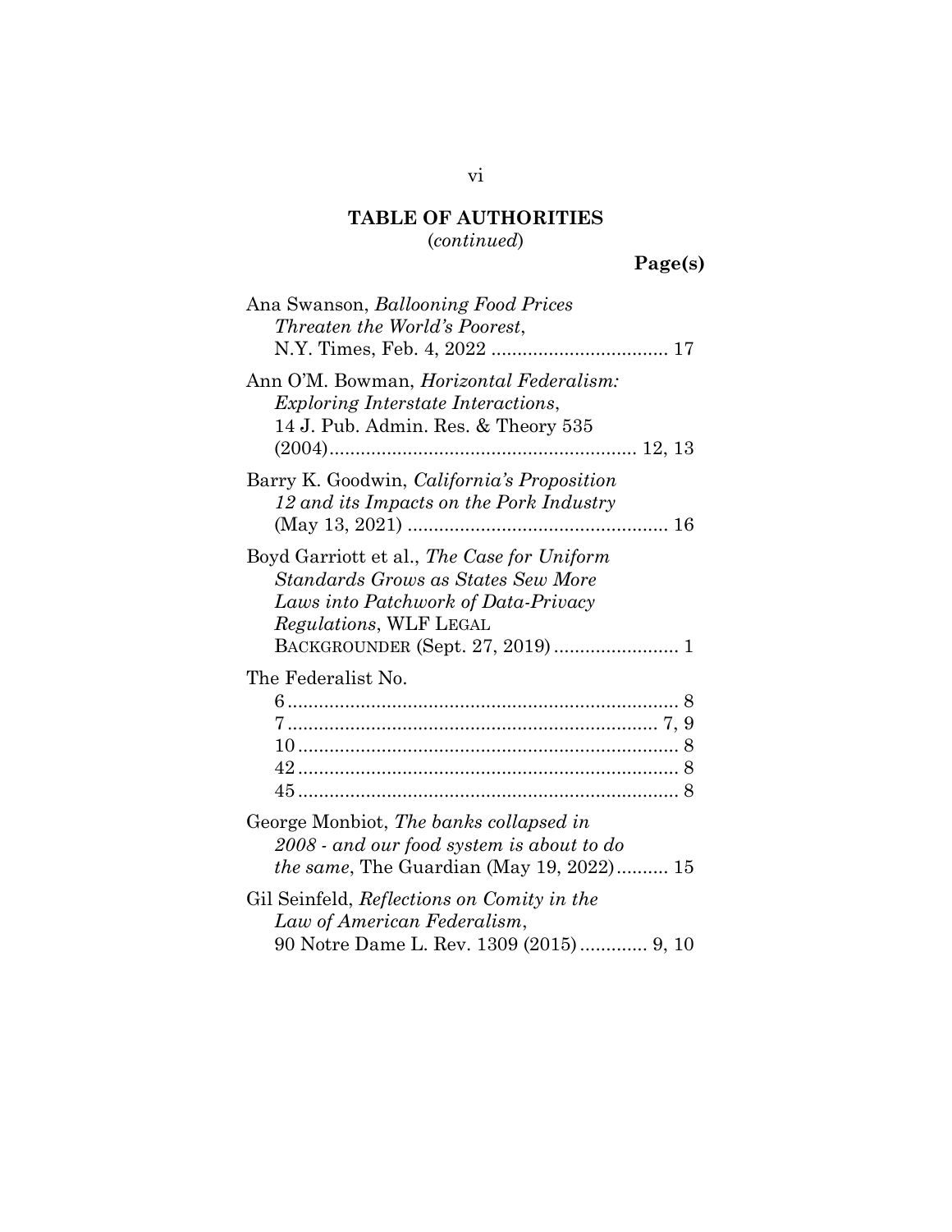## TABLE OF AUTHORITIES

(*continued*)

**Page(s)**

Ana Swanson, *Ballooning Food Prices Threaten the World's Poorest*, N.Y. Times, Feb. 4, 2022 .................................. 17

Ann O'M. Bowman, *Horizontal Federalism: Exploring Interstate Interactions*, 14 J. Pub. Admin. Res. & Theory 535 (2004).......................................................... 12, 13

Barry K. Goodwin, *California's Proposition 12 and its Impacts on the Pork Industry* (May 13, 2021) .................................................. 16

Boyd Garriott et al., *The Case for Uniform Standards Grows as States Sew More Laws into Patchwork of Data-Privacy Regulations*, WLF LEGAL BACKGROUNDER (Sept. 27, 2019) ........................ 1

The Federalist No.
- 6.......................................................................... 8
- 7...................................................................... 7, 9
- 10........................................................................ 8
- 42........................................................................ 8
- 45........................................................................ 8

George Monbiot, *The banks collapsed in 2008 - and our food system is about to do the same*, The Guardian (May 19, 2022).......... 15

Gil Seinfeld, *Reflections on Comity in the Law of American Federalism*, 90 Notre Dame L. Rev. 1309 (2015)............. 9, 10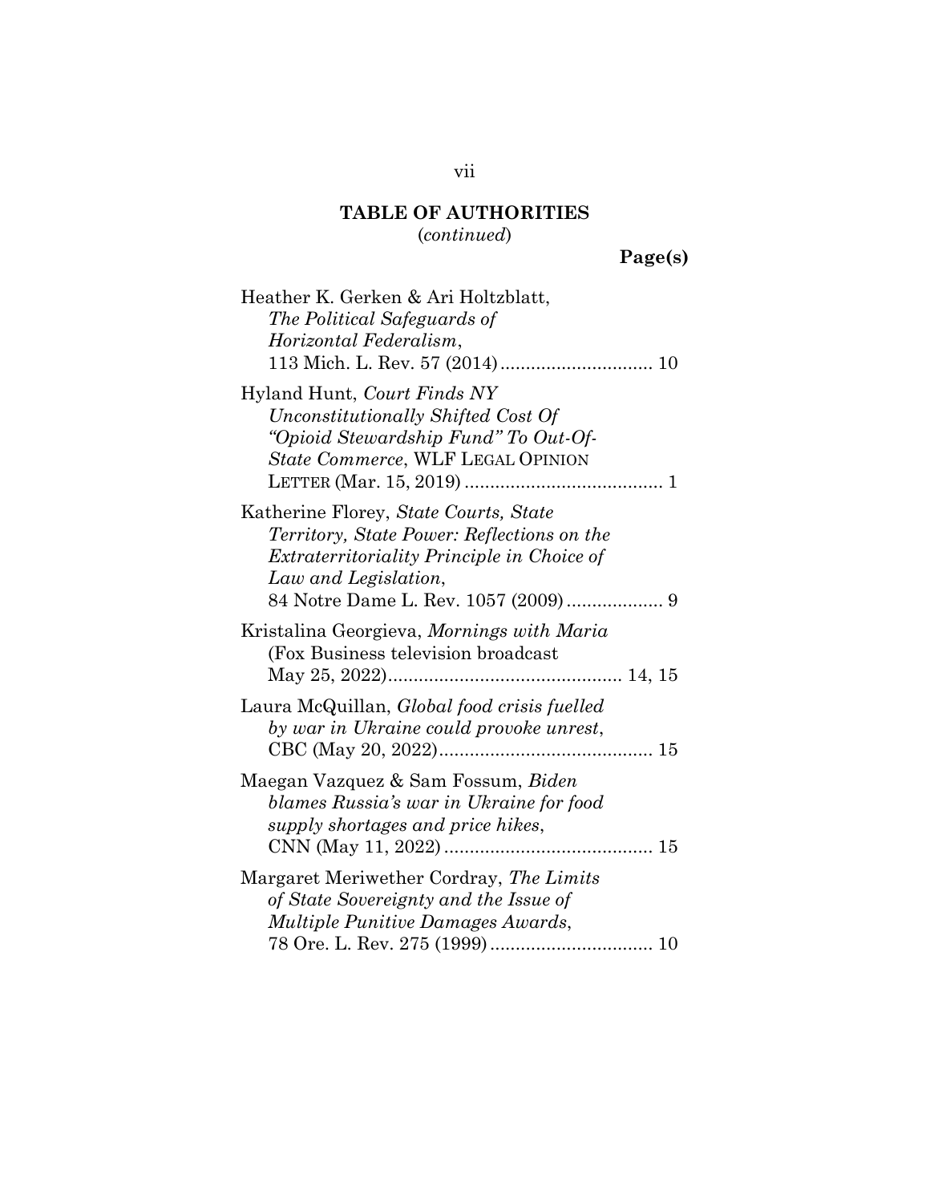**TABLE OF AUTHORITIES**
(*continued*)

**Page(s)**

Heather K. Gerken & Ari Holtzblatt, *The Political Safeguards of Horizontal Federalism*, 113 Mich. L. Rev. 57 (2014) .............................. 10

Hyland Hunt, *Court Finds NY Unconstitutionally Shifted Cost Of "Opioid Stewardship Fund" To Out-Of-State Commerce*, WLF LEGAL OPINION LETTER (Mar. 15, 2019) ....................................... 1

Katherine Florey, *State Courts, State Territory, State Power: Reflections on the Extraterritoriality Principle in Choice of Law and Legislation*, 84 Notre Dame L. Rev. 1057 (2009) ................... 9

Kristalina Georgieva, *Mornings with Maria* (Fox Business television broadcast May 25, 2022)............................................. 14, 15

Laura McQuillan, *Global food crisis fuelled by war in Ukraine could provoke unrest*, CBC (May 20, 2022).......................................... 15

Maegan Vazquez & Sam Fossum, *Biden blames Russia's war in Ukraine for food supply shortages and price hikes*, CNN (May 11, 2022) ......................................... 15

Margaret Meriwether Cordray, *The Limits of State Sovereignty and the Issue of Multiple Punitive Damages Awards*, 78 Ore. L. Rev. 275 (1999) ................................ 10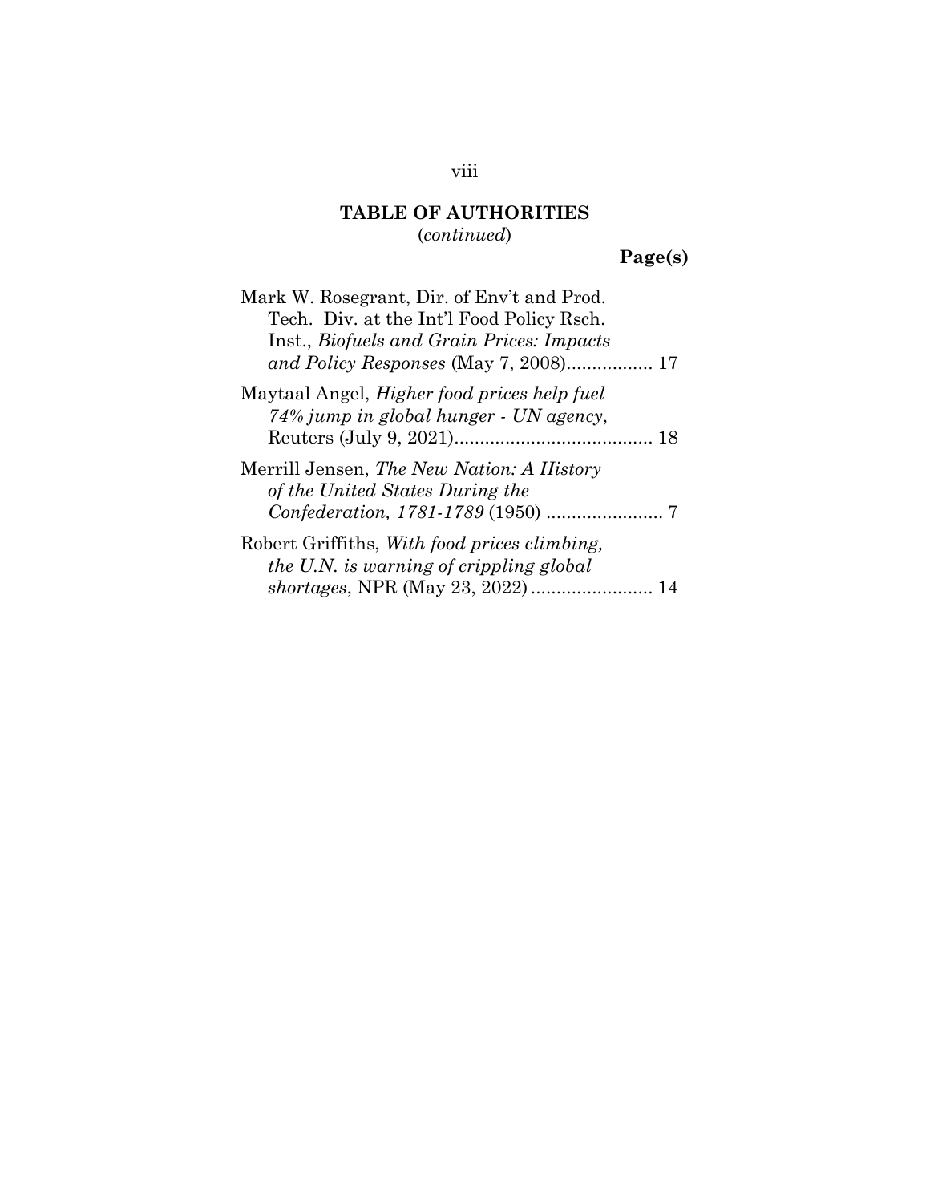**TABLE OF AUTHORITIES**
(*continued*)

**Page(s)**

Mark W. Rosegrant, Dir. of Env't and Prod. Tech. Div. at the Int'l Food Policy Rsch. Inst., *Biofuels and Grain Prices: Impacts and Policy Responses* (May 7, 2008)................. 17

Maytaal Angel, *Higher food prices help fuel 74% jump in global hunger - UN agency*, Reuters (July 9, 2021)....................................... 18

Merrill Jensen, *The New Nation: A History of the United States During the Confederation, 1781-1789* (1950) ....................... 7

Robert Griffiths, *With food prices climbing, the U.N. is warning of crippling global shortages*, NPR (May 23, 2022)........................ 14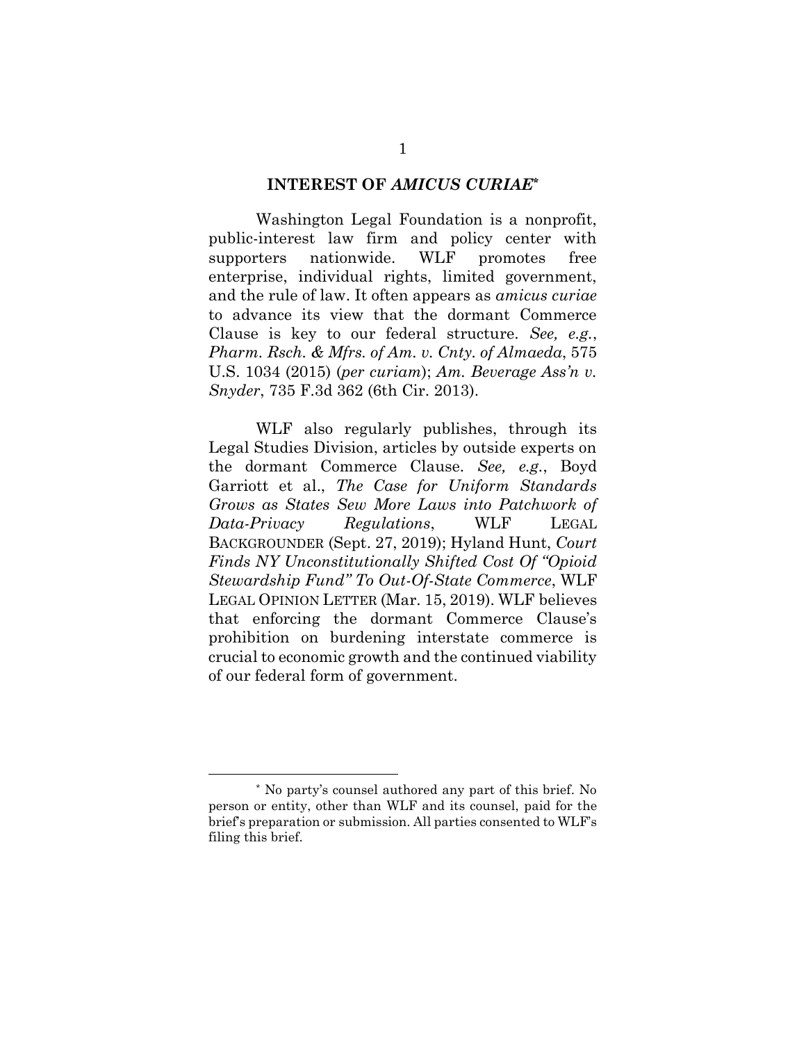## INTEREST OF *AMICUS CURIAE*[*]

Washington Legal Foundation is a nonprofit, public-interest law firm and policy center with supporters nationwide. WLF promotes free enterprise, individual rights, limited government, and the rule of law. It often appears as *amicus curiae* to advance its view that the dormant Commerce Clause is key to our federal structure. *See, e.g.*, *Pharm. Rsch. & Mfrs. of Am. v. Cnty. of Almaeda*, 575 U.S. 1034 (2015) (*per curiam*); *Am. Beverage Ass'n v. Snyder*, 735 F.3d 362 (6th Cir. 2013).

WLF also regularly publishes, through its Legal Studies Division, articles by outside experts on the dormant Commerce Clause. *See, e.g.*, Boyd Garriott et al., *The Case for Uniform Standards Grows as States Sew More Laws into Patchwork of Data-Privacy Regulations*, WLF LEGAL BACKGROUNDER (Sept. 27, 2019); Hyland Hunt, *Court Finds NY Unconstitutionally Shifted Cost Of "Opioid Stewardship Fund" To Out-Of-State Commerce*, WLF LEGAL OPINION LETTER (Mar. 15, 2019). WLF believes that enforcing the dormant Commerce Clause's prohibition on burdening interstate commerce is crucial to economic growth and the continued viability of our federal form of government.

---

[*] No party's counsel authored any part of this brief. No person or entity, other than WLF and its counsel, paid for the brief's preparation or submission. All parties consented to WLF's filing this brief.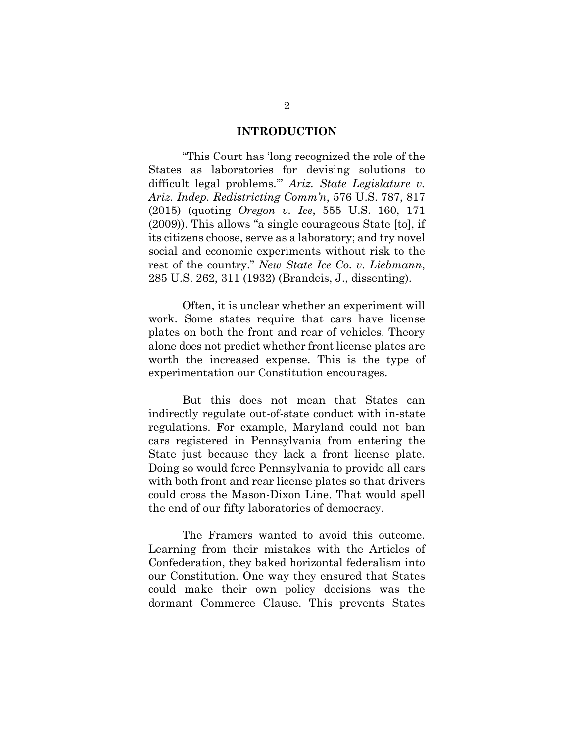## INTRODUCTION

"This Court has 'long recognized the role of the States as laboratories for devising solutions to difficult legal problems.'" *Ariz. State Legislature v. Ariz. Indep. Redistricting Comm'n*, 576 U.S. 787, 817 (2015) (quoting *Oregon v. Ice*, 555 U.S. 160, 171 (2009)). This allows "a single courageous State [to], if its citizens choose, serve as a laboratory; and try novel social and economic experiments without risk to the rest of the country." *New State Ice Co. v. Liebmann*, 285 U.S. 262, 311 (1932) (Brandeis, J., dissenting).

Often, it is unclear whether an experiment will work. Some states require that cars have license plates on both the front and rear of vehicles. Theory alone does not predict whether front license plates are worth the increased expense. This is the type of experimentation our Constitution encourages.

But this does not mean that States can indirectly regulate out-of-state conduct with in-state regulations. For example, Maryland could not ban cars registered in Pennsylvania from entering the State just because they lack a front license plate. Doing so would force Pennsylvania to provide all cars with both front and rear license plates so that drivers could cross the Mason-Dixon Line. That would spell the end of our fifty laboratories of democracy.

The Framers wanted to avoid this outcome. Learning from their mistakes with the Articles of Confederation, they baked horizontal federalism into our Constitution. One way they ensured that States could make their own policy decisions was the dormant Commerce Clause. This prevents States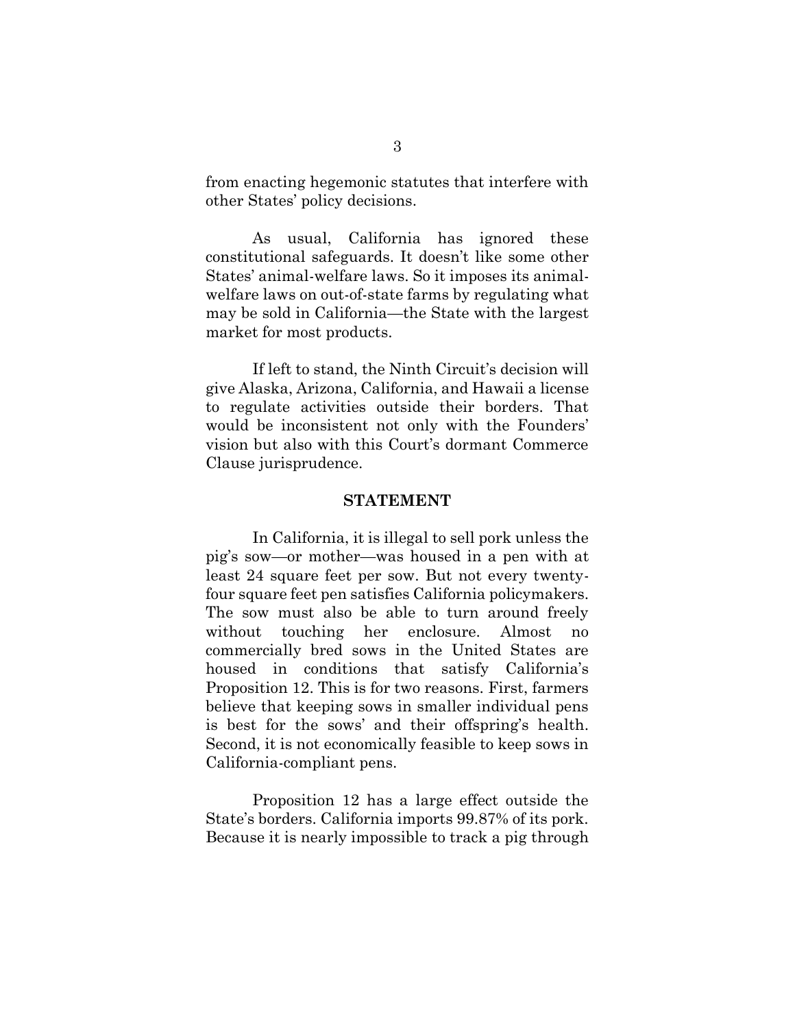from enacting hegemonic statutes that interfere with other States' policy decisions.

As usual, California has ignored these constitutional safeguards. It doesn't like some other States' animal-welfare laws. So it imposes its animal-welfare laws on out-of-state farms by regulating what may be sold in California—the State with the largest market for most products.

If left to stand, the Ninth Circuit's decision will give Alaska, Arizona, California, and Hawaii a license to regulate activities outside their borders. That would be inconsistent not only with the Founders' vision but also with this Court's dormant Commerce Clause jurisprudence.

## STATEMENT

In California, it is illegal to sell pork unless the pig's sow—or mother—was housed in a pen with at least 24 square feet per sow. But not every twenty-four square feet pen satisfies California policymakers. The sow must also be able to turn around freely without touching her enclosure. Almost no commercially bred sows in the United States are housed in conditions that satisfy California's Proposition 12. This is for two reasons. First, farmers believe that keeping sows in smaller individual pens is best for the sows' and their offspring's health. Second, it is not economically feasible to keep sows in California-compliant pens.

Proposition 12 has a large effect outside the State's borders. California imports 99.87% of its pork. Because it is nearly impossible to track a pig through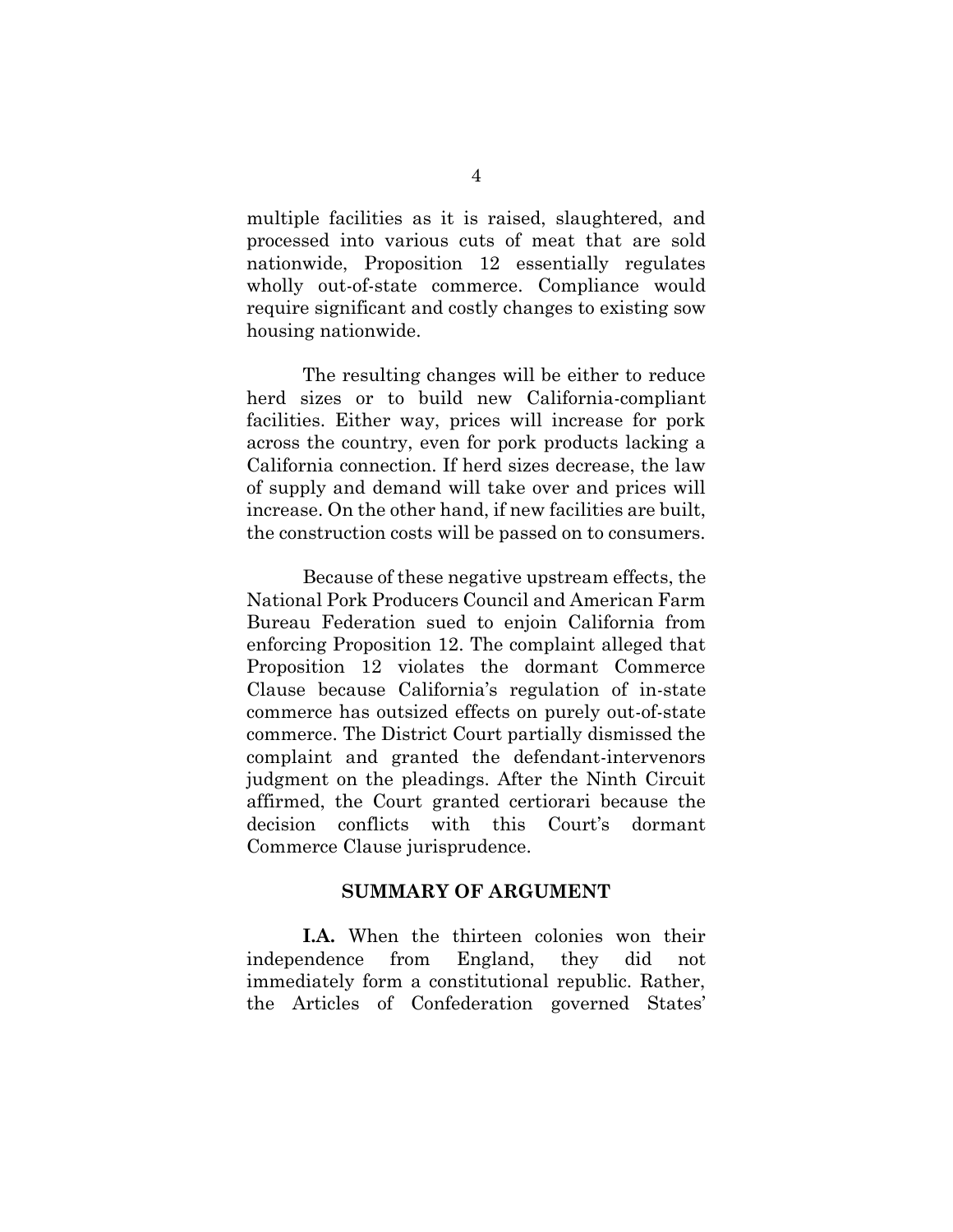multiple facilities as it is raised, slaughtered, and processed into various cuts of meat that are sold nationwide, Proposition 12 essentially regulates wholly out-of-state commerce. Compliance would require significant and costly changes to existing sow housing nationwide.

The resulting changes will be either to reduce herd sizes or to build new California-compliant facilities. Either way, prices will increase for pork across the country, even for pork products lacking a California connection. If herd sizes decrease, the law of supply and demand will take over and prices will increase. On the other hand, if new facilities are built, the construction costs will be passed on to consumers.

Because of these negative upstream effects, the National Pork Producers Council and American Farm Bureau Federation sued to enjoin California from enforcing Proposition 12. The complaint alleged that Proposition 12 violates the dormant Commerce Clause because California's regulation of in-state commerce has outsized effects on purely out-of-state commerce. The District Court partially dismissed the complaint and granted the defendant-intervenors judgment on the pleadings. After the Ninth Circuit affirmed, the Court granted certiorari because the decision conflicts with this Court's dormant Commerce Clause jurisprudence.

## SUMMARY OF ARGUMENT

**I.A.** When the thirteen colonies won their independence from England, they did not immediately form a constitutional republic. Rather, the Articles of Confederation governed States'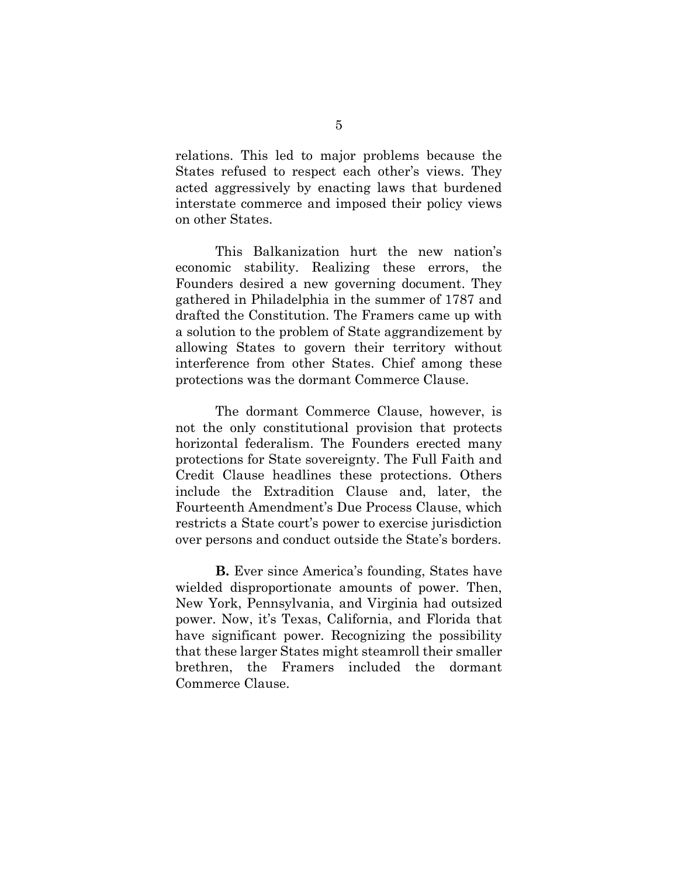relations. This led to major problems because the States refused to respect each other's views. They acted aggressively by enacting laws that burdened interstate commerce and imposed their policy views on other States.

This Balkanization hurt the new nation's economic stability. Realizing these errors, the Founders desired a new governing document. They gathered in Philadelphia in the summer of 1787 and drafted the Constitution. The Framers came up with a solution to the problem of State aggrandizement by allowing States to govern their territory without interference from other States. Chief among these protections was the dormant Commerce Clause.

The dormant Commerce Clause, however, is not the only constitutional provision that protects horizontal federalism. The Founders erected many protections for State sovereignty. The Full Faith and Credit Clause headlines these protections. Others include the Extradition Clause and, later, the Fourteenth Amendment's Due Process Clause, which restricts a State court's power to exercise jurisdiction over persons and conduct outside the State's borders.

**B.** Ever since America's founding, States have wielded disproportionate amounts of power. Then, New York, Pennsylvania, and Virginia had outsized power. Now, it's Texas, California, and Florida that have significant power. Recognizing the possibility that these larger States might steamroll their smaller brethren, the Framers included the dormant Commerce Clause.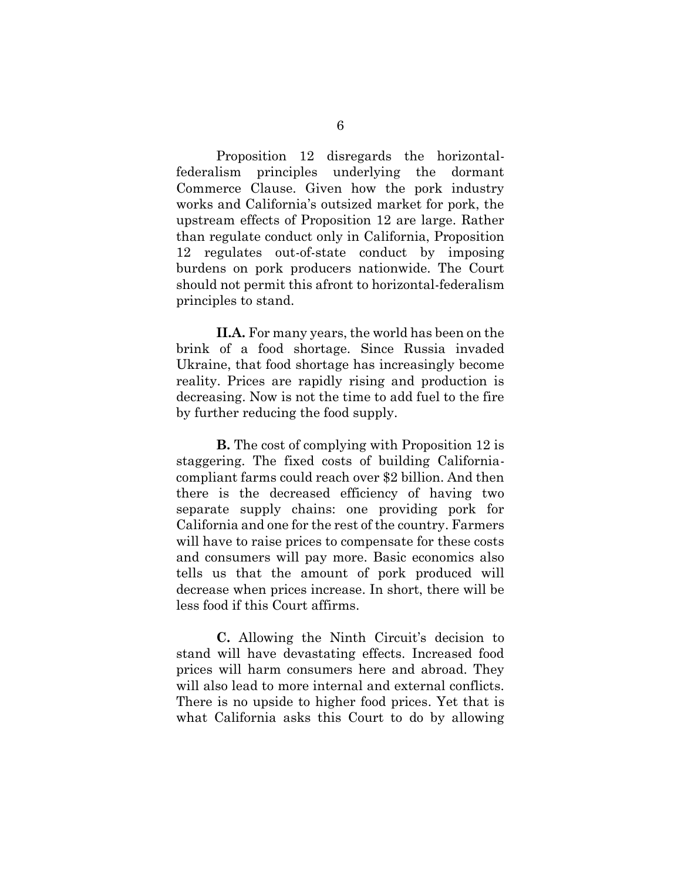Proposition 12 disregards the horizontal-federalism principles underlying the dormant Commerce Clause. Given how the pork industry works and California's outsized market for pork, the upstream effects of Proposition 12 are large. Rather than regulate conduct only in California, Proposition 12 regulates out-of-state conduct by imposing burdens on pork producers nationwide. The Court should not permit this afront to horizontal-federalism principles to stand.

**II.A.** For many years, the world has been on the brink of a food shortage. Since Russia invaded Ukraine, that food shortage has increasingly become reality. Prices are rapidly rising and production is decreasing. Now is not the time to add fuel to the fire by further reducing the food supply.

**B.** The cost of complying with Proposition 12 is staggering. The fixed costs of building California-compliant farms could reach over $2 billion. And then there is the decreased efficiency of having two separate supply chains: one providing pork for California and one for the rest of the country. Farmers will have to raise prices to compensate for these costs and consumers will pay more. Basic economics also tells us that the amount of pork produced will decrease when prices increase. In short, there will be less food if this Court affirms.

**C.** Allowing the Ninth Circuit's decision to stand will have devastating effects. Increased food prices will harm consumers here and abroad. They will also lead to more internal and external conflicts. There is no upside to higher food prices. Yet that is what California asks this Court to do by allowing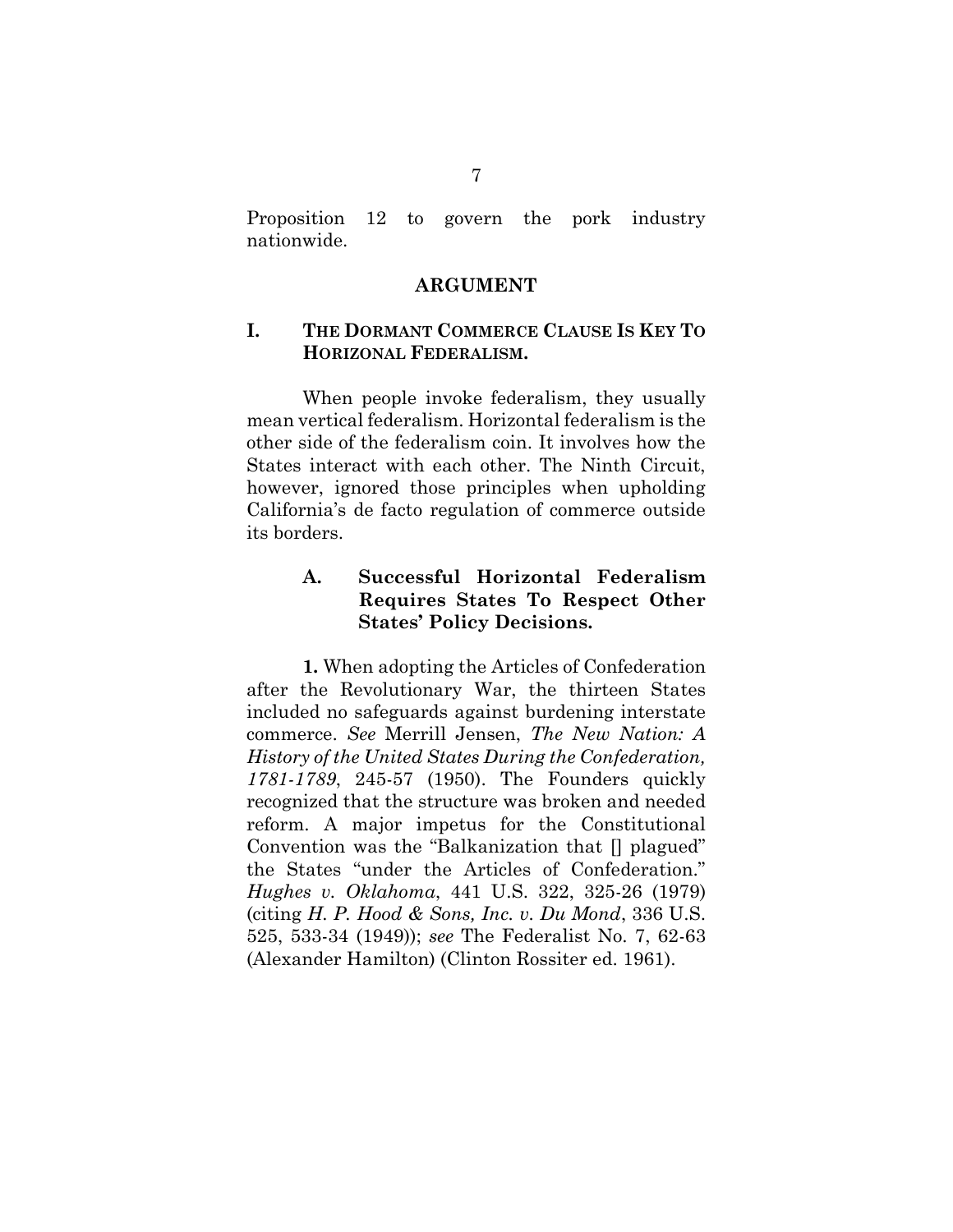Proposition 12 to govern the pork industry nationwide.

## ARGUMENT

### I. THE DORMANT COMMERCE CLAUSE IS KEY TO HORIZONAL FEDERALISM.

When people invoke federalism, they usually mean vertical federalism. Horizontal federalism is the other side of the federalism coin. It involves how the States interact with each other. The Ninth Circuit, however, ignored those principles when upholding California's de facto regulation of commerce outside its borders.

#### A. Successful Horizontal Federalism Requires States To Respect Other States' Policy Decisions.

**1.** When adopting the Articles of Confederation after the Revolutionary War, the thirteen States included no safeguards against burdening interstate commerce. *See* Merrill Jensen, *The New Nation: A History of the United States During the Confederation, 1781-1789*, 245-57 (1950). The Founders quickly recognized that the structure was broken and needed reform. A major impetus for the Constitutional Convention was the "Balkanization that [] plagued" the States "under the Articles of Confederation." *Hughes v. Oklahoma*, 441 U.S. 322, 325-26 (1979) (citing *H. P. Hood & Sons, Inc. v. Du Mond*, 336 U.S. 525, 533-34 (1949)); *see* The Federalist No. 7, 62-63 (Alexander Hamilton) (Clinton Rossiter ed. 1961).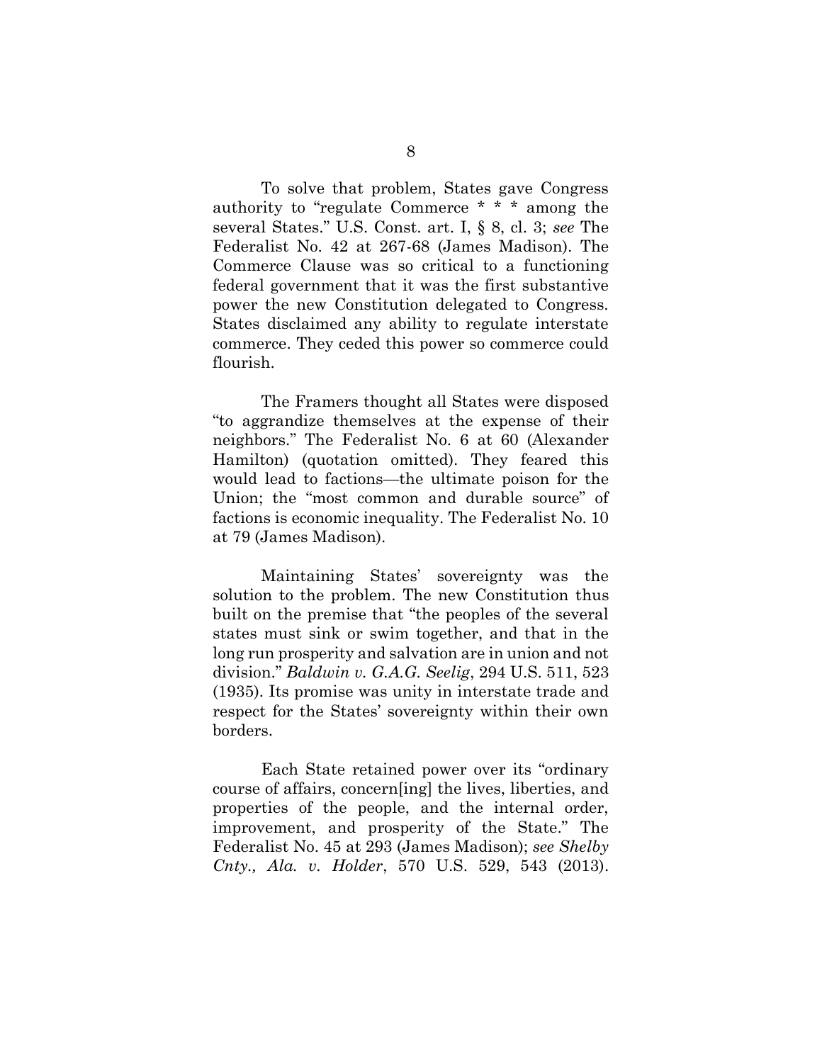To solve that problem, States gave Congress authority to "regulate Commerce * * * among the several States." U.S. Const. art. I, § 8, cl. 3; *see* The Federalist No. 42 at 267-68 (James Madison). The Commerce Clause was so critical to a functioning federal government that it was the first substantive power the new Constitution delegated to Congress. States disclaimed any ability to regulate interstate commerce. They ceded this power so commerce could flourish.

The Framers thought all States were disposed "to aggrandize themselves at the expense of their neighbors." The Federalist No. 6 at 60 (Alexander Hamilton) (quotation omitted). They feared this would lead to factions—the ultimate poison for the Union; the "most common and durable source" of factions is economic inequality. The Federalist No. 10 at 79 (James Madison).

Maintaining States' sovereignty was the solution to the problem. The new Constitution thus built on the premise that "the peoples of the several states must sink or swim together, and that in the long run prosperity and salvation are in union and not division." *Baldwin v. G.A.G. Seelig*, 294 U.S. 511, 523 (1935). Its promise was unity in interstate trade and respect for the States' sovereignty within their own borders.

Each State retained power over its "ordinary course of affairs, concern[ing] the lives, liberties, and properties of the people, and the internal order, improvement, and prosperity of the State." The Federalist No. 45 at 293 (James Madison); *see Shelby Cnty., Ala. v. Holder*, 570 U.S. 529, 543 (2013).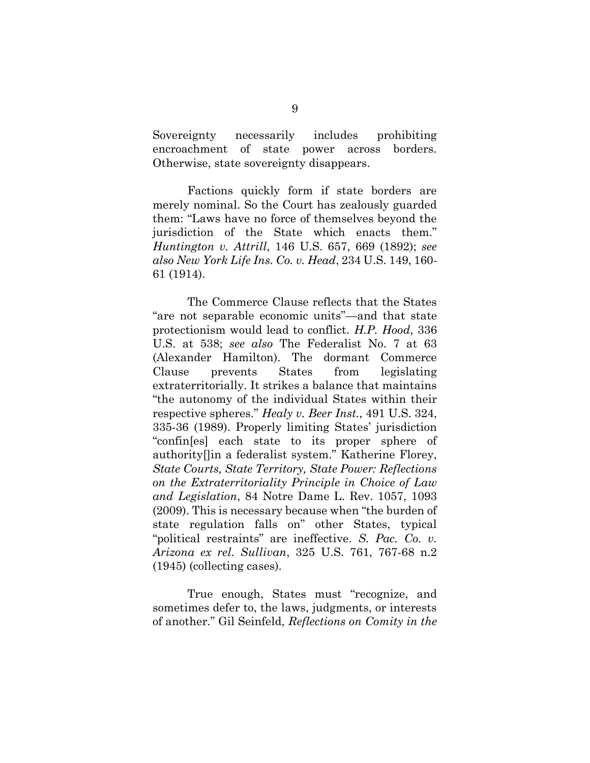Sovereignty necessarily includes prohibiting encroachment of state power across borders. Otherwise, state sovereignty disappears.

Factions quickly form if state borders are merely nominal. So the Court has zealously guarded them: "Laws have no force of themselves beyond the jurisdiction of the State which enacts them." *Huntington v. Attrill*, 146 U.S. 657, 669 (1892); *see also New York Life Ins. Co. v. Head*, 234 U.S. 149, 160-61 (1914).

The Commerce Clause reflects that the States "are not separable economic units"—and that state protectionism would lead to conflict. *H.P. Hood*, 336 U.S. at 538; *see also* The Federalist No. 7 at 63 (Alexander Hamilton). The dormant Commerce Clause prevents States from legislating extraterritorially. It strikes a balance that maintains "the autonomy of the individual States within their respective spheres." *Healy v. Beer Inst.*, 491 U.S. 324, 335-36 (1989). Properly limiting States' jurisdiction "confin[es] each state to its proper sphere of authority[]in a federalist system." Katherine Florey, *State Courts, State Territory, State Power: Reflections on the Extraterritoriality Principle in Choice of Law and Legislation*, 84 Notre Dame L. Rev. 1057, 1093 (2009). This is necessary because when "the burden of state regulation falls on" other States, typical "political restraints" are ineffective. *S. Pac. Co. v. Arizona ex rel. Sullivan*, 325 U.S. 761, 767-68 n.2 (1945) (collecting cases).

True enough, States must "recognize, and sometimes defer to, the laws, judgments, or interests of another." Gil Seinfeld, *Reflections on Comity in the*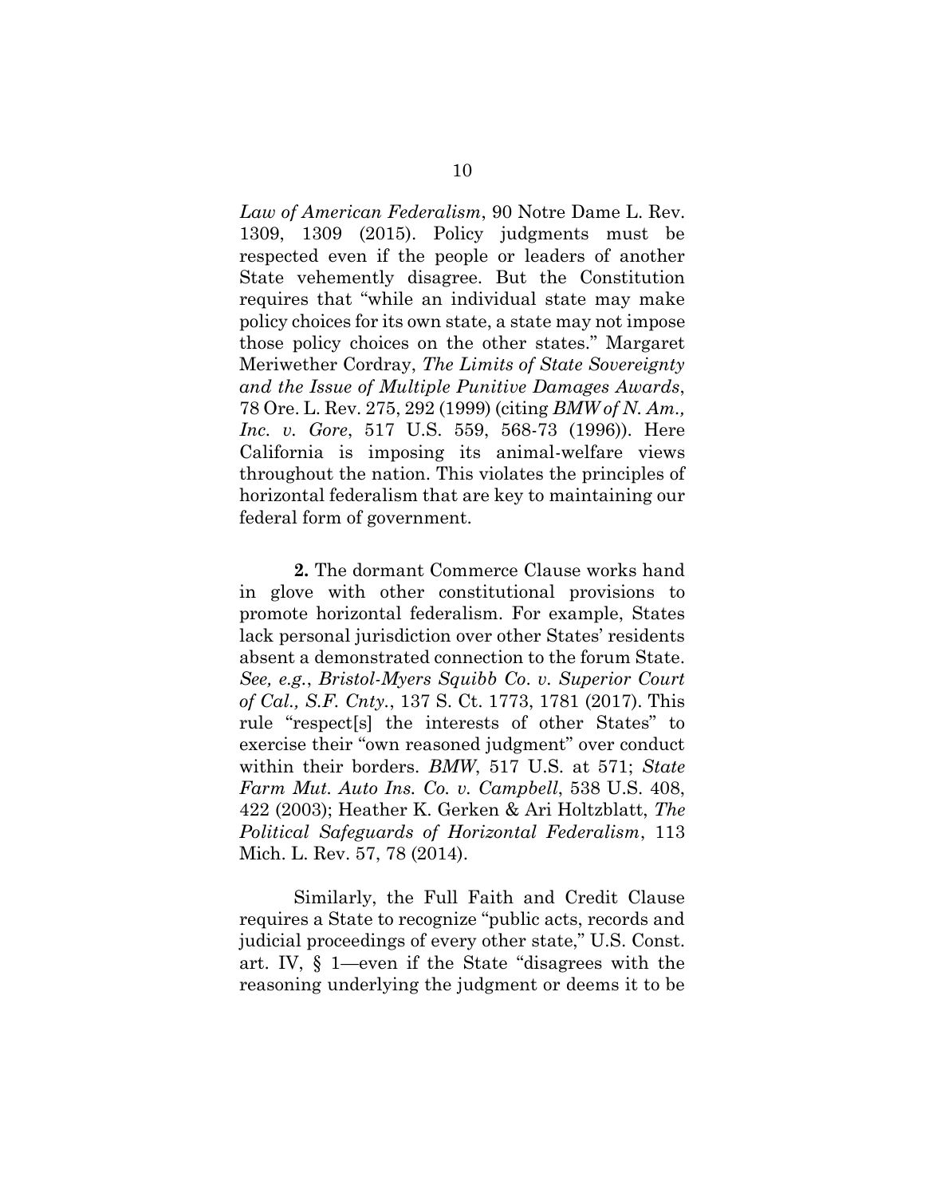*Law of American Federalism*, 90 Notre Dame L. Rev. 1309, 1309 (2015). Policy judgments must be respected even if the people or leaders of another State vehemently disagree. But the Constitution requires that "while an individual state may make policy choices for its own state, a state may not impose those policy choices on the other states." Margaret Meriwether Cordray, *The Limits of State Sovereignty and the Issue of Multiple Punitive Damages Awards*, 78 Ore. L. Rev. 275, 292 (1999) (citing *BMW of N. Am., Inc. v. Gore*, 517 U.S. 559, 568-73 (1996)). Here California is imposing its animal-welfare views throughout the nation. This violates the principles of horizontal federalism that are key to maintaining our federal form of government.

**2.** The dormant Commerce Clause works hand in glove with other constitutional provisions to promote horizontal federalism. For example, States lack personal jurisdiction over other States' residents absent a demonstrated connection to the forum State. *See, e.g.*, *Bristol-Myers Squibb Co. v. Superior Court of Cal., S.F. Cnty.*, 137 S. Ct. 1773, 1781 (2017). This rule "respect[s] the interests of other States" to exercise their "own reasoned judgment" over conduct within their borders. *BMW*, 517 U.S. at 571; *State Farm Mut. Auto Ins. Co. v. Campbell*, 538 U.S. 408, 422 (2003); Heather K. Gerken & Ari Holtzblatt, *The Political Safeguards of Horizontal Federalism*, 113 Mich. L. Rev. 57, 78 (2014).

Similarly, the Full Faith and Credit Clause requires a State to recognize "public acts, records and judicial proceedings of every other state," U.S. Const. art. IV, § 1—even if the State "disagrees with the reasoning underlying the judgment or deems it to be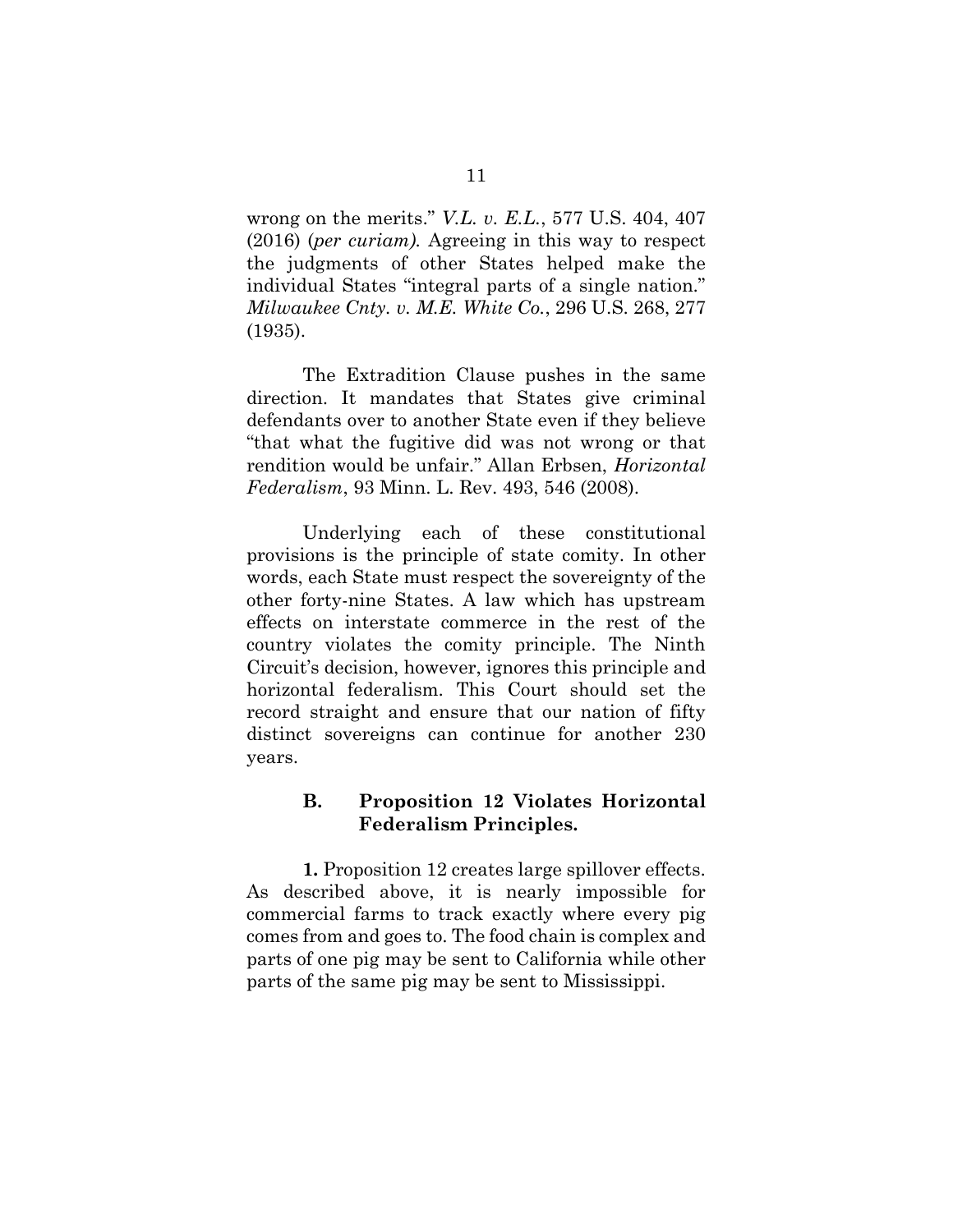wrong on the merits." *V.L. v. E.L.*, 577 U.S. 404, 407 (2016) (*per curiam).* Agreeing in this way to respect the judgments of other States helped make the individual States "integral parts of a single nation." *Milwaukee Cnty. v. M.E. White Co.*, 296 U.S. 268, 277 (1935).

The Extradition Clause pushes in the same direction. It mandates that States give criminal defendants over to another State even if they believe "that what the fugitive did was not wrong or that rendition would be unfair." Allan Erbsen, *Horizontal Federalism*, 93 Minn. L. Rev. 493, 546 (2008).

Underlying each of these constitutional provisions is the principle of state comity. In other words, each State must respect the sovereignty of the other forty-nine States. A law which has upstream effects on interstate commerce in the rest of the country violates the comity principle. The Ninth Circuit's decision, however, ignores this principle and horizontal federalism. This Court should set the record straight and ensure that our nation of fifty distinct sovereigns can continue for another 230 years.

### B. Proposition 12 Violates Horizontal Federalism Principles.

**1.** Proposition 12 creates large spillover effects. As described above, it is nearly impossible for commercial farms to track exactly where every pig comes from and goes to. The food chain is complex and parts of one pig may be sent to California while other parts of the same pig may be sent to Mississippi.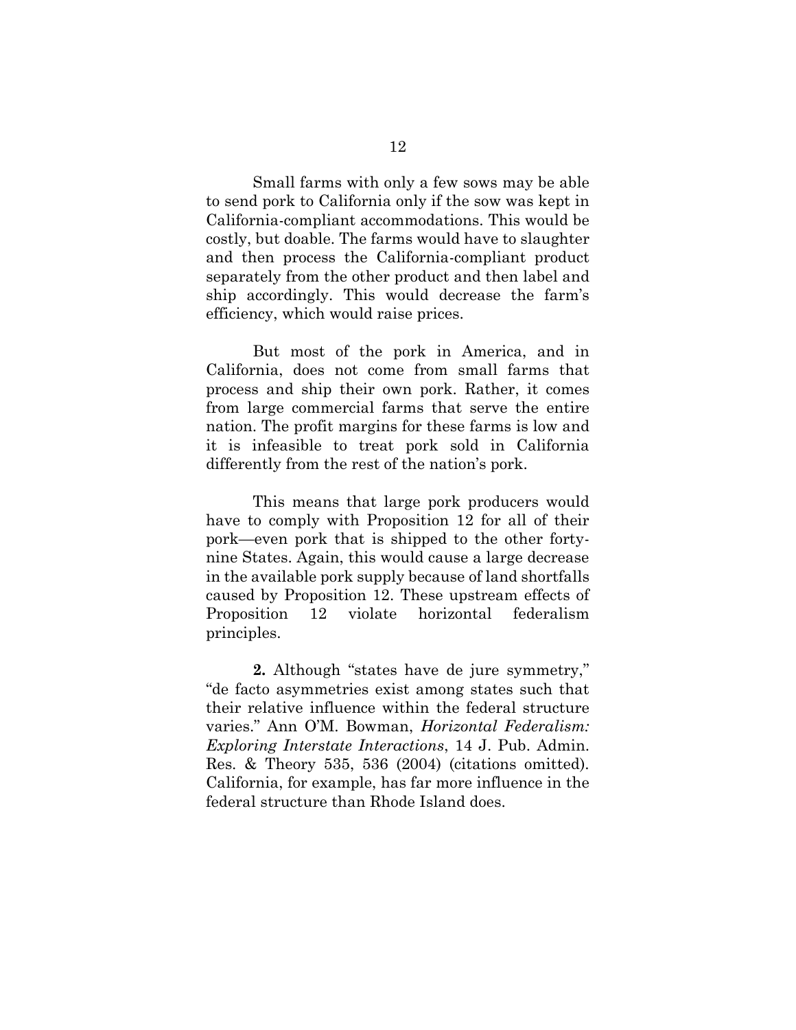Small farms with only a few sows may be able to send pork to California only if the sow was kept in California-compliant accommodations. This would be costly, but doable. The farms would have to slaughter and then process the California-compliant product separately from the other product and then label and ship accordingly. This would decrease the farm's efficiency, which would raise prices.

But most of the pork in America, and in California, does not come from small farms that process and ship their own pork. Rather, it comes from large commercial farms that serve the entire nation. The profit margins for these farms is low and it is infeasible to treat pork sold in California differently from the rest of the nation's pork.

This means that large pork producers would have to comply with Proposition 12 for all of their pork—even pork that is shipped to the other forty-nine States. Again, this would cause a large decrease in the available pork supply because of land shortfalls caused by Proposition 12. These upstream effects of Proposition 12 violate horizontal federalism principles.

**2.** Although "states have de jure symmetry," "de facto asymmetries exist among states such that their relative influence within the federal structure varies." Ann O'M. Bowman, *Horizontal Federalism: Exploring Interstate Interactions*, 14 J. Pub. Admin. Res. & Theory 535, 536 (2004) (citations omitted). California, for example, has far more influence in the federal structure than Rhode Island does.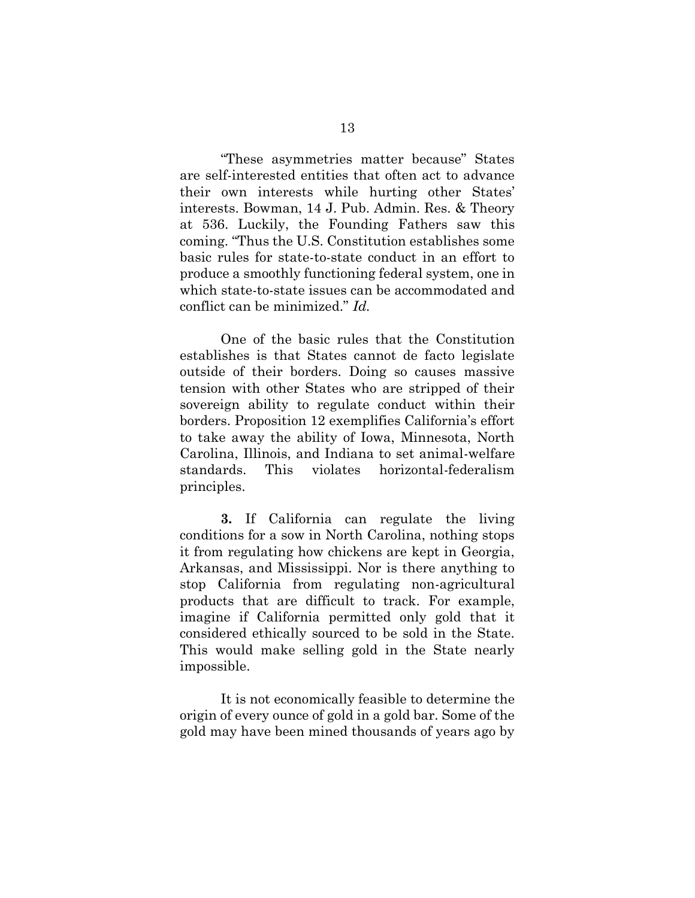"These asymmetries matter because" States are self-interested entities that often act to advance their own interests while hurting other States' interests. Bowman, 14 J. Pub. Admin. Res. & Theory at 536. Luckily, the Founding Fathers saw this coming. "Thus the U.S. Constitution establishes some basic rules for state-to-state conduct in an effort to produce a smoothly functioning federal system, one in which state-to-state issues can be accommodated and conflict can be minimized." *Id.*

One of the basic rules that the Constitution establishes is that States cannot de facto legislate outside of their borders. Doing so causes massive tension with other States who are stripped of their sovereign ability to regulate conduct within their borders. Proposition 12 exemplifies California's effort to take away the ability of Iowa, Minnesota, North Carolina, Illinois, and Indiana to set animal-welfare standards. This violates horizontal-federalism principles.

**3.** If California can regulate the living conditions for a sow in North Carolina, nothing stops it from regulating how chickens are kept in Georgia, Arkansas, and Mississippi. Nor is there anything to stop California from regulating non-agricultural products that are difficult to track. For example, imagine if California permitted only gold that it considered ethically sourced to be sold in the State. This would make selling gold in the State nearly impossible.

It is not economically feasible to determine the origin of every ounce of gold in a gold bar. Some of the gold may have been mined thousands of years ago by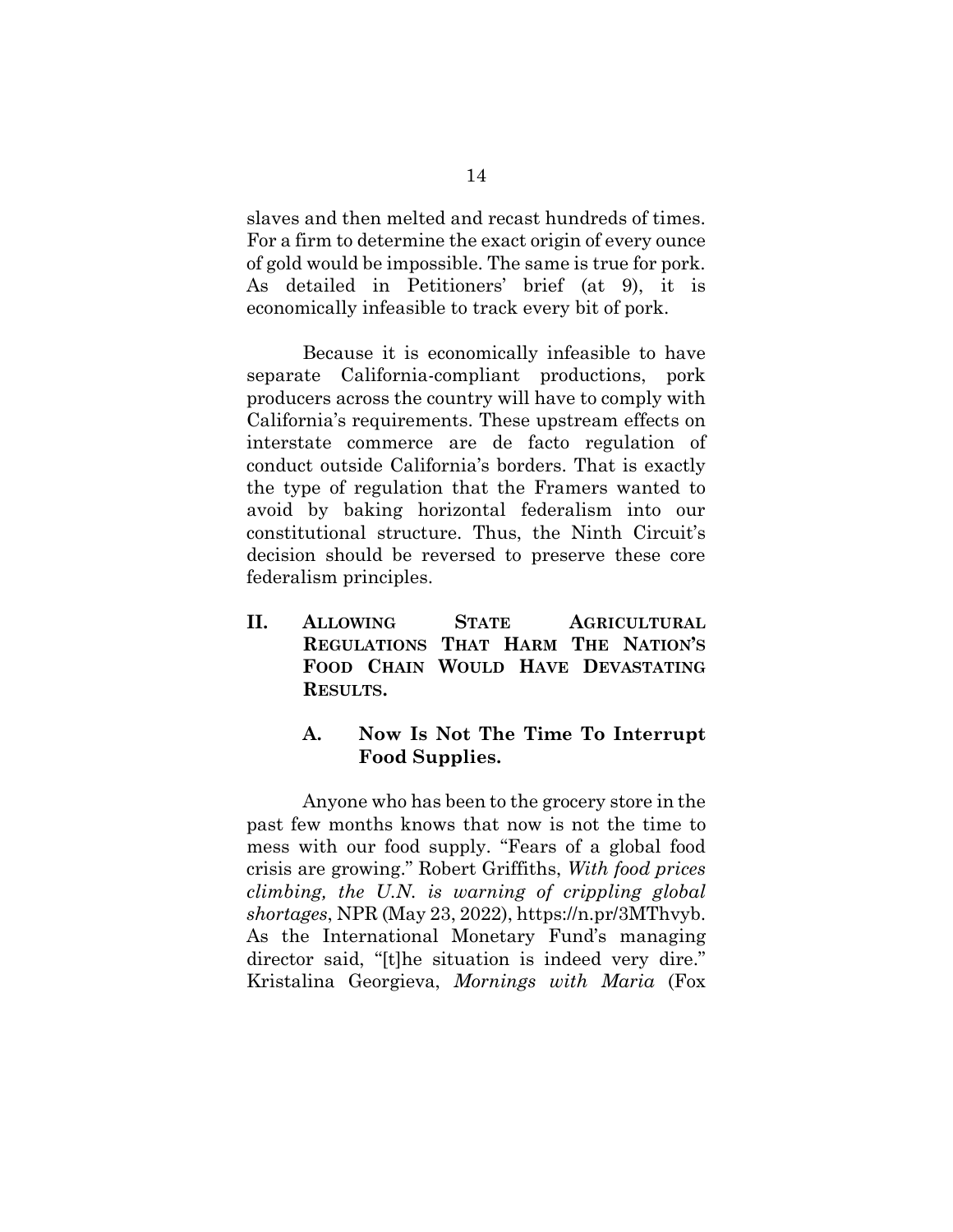slaves and then melted and recast hundreds of times. For a firm to determine the exact origin of every ounce of gold would be impossible. The same is true for pork. As detailed in Petitioners' brief (at 9), it is economically infeasible to track every bit of pork.

Because it is economically infeasible to have separate California-compliant productions, pork producers across the country will have to comply with California's requirements. These upstream effects on interstate commerce are de facto regulation of conduct outside California's borders. That is exactly the type of regulation that the Framers wanted to avoid by baking horizontal federalism into our constitutional structure. Thus, the Ninth Circuit's decision should be reversed to preserve these core federalism principles.

## II. ALLOWING STATE AGRICULTURAL REGULATIONS THAT HARM THE NATION'S FOOD CHAIN WOULD HAVE DEVASTATING RESULTS.

### A. Now Is Not The Time To Interrupt Food Supplies.

Anyone who has been to the grocery store in the past few months knows that now is not the time to mess with our food supply. "Fears of a global food crisis are growing." Robert Griffiths, *With food prices climbing, the U.N. is warning of crippling global shortages*, NPR (May 23, 2022), https://n.pr/3MThvyb. As the International Monetary Fund's managing director said, "[t]he situation is indeed very dire." Kristalina Georgieva, *Mornings with Maria* (Fox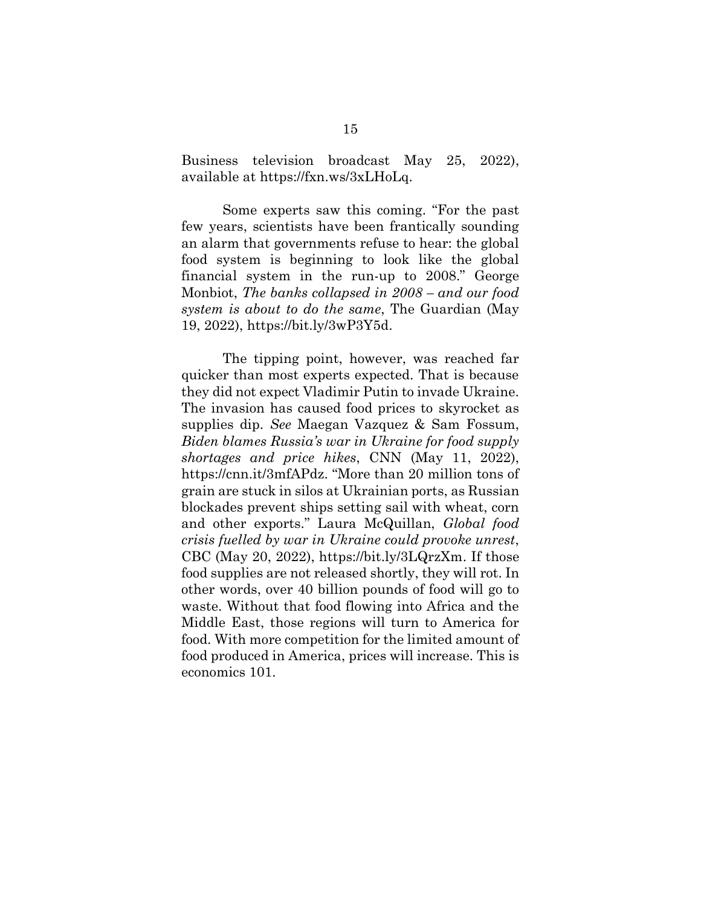Business television broadcast May 25, 2022), available at https://fxn.ws/3xLHoLq.

Some experts saw this coming. "For the past few years, scientists have been frantically sounding an alarm that governments refuse to hear: the global food system is beginning to look like the global financial system in the run-up to 2008." George Monbiot, *The banks collapsed in 2008 – and our food system is about to do the same*, The Guardian (May 19, 2022), https://bit.ly/3wP3Y5d.

The tipping point, however, was reached far quicker than most experts expected. That is because they did not expect Vladimir Putin to invade Ukraine. The invasion has caused food prices to skyrocket as supplies dip. *See* Maegan Vazquez & Sam Fossum, *Biden blames Russia's war in Ukraine for food supply shortages and price hikes*, CNN (May 11, 2022), https://cnn.it/3mfAPdz. "More than 20 million tons of grain are stuck in silos at Ukrainian ports, as Russian blockades prevent ships setting sail with wheat, corn and other exports." Laura McQuillan, *Global food crisis fuelled by war in Ukraine could provoke unrest*, CBC (May 20, 2022), https://bit.ly/3LQrzXm. If those food supplies are not released shortly, they will rot. In other words, over 40 billion pounds of food will go to waste. Without that food flowing into Africa and the Middle East, those regions will turn to America for food. With more competition for the limited amount of food produced in America, prices will increase. This is economics 101.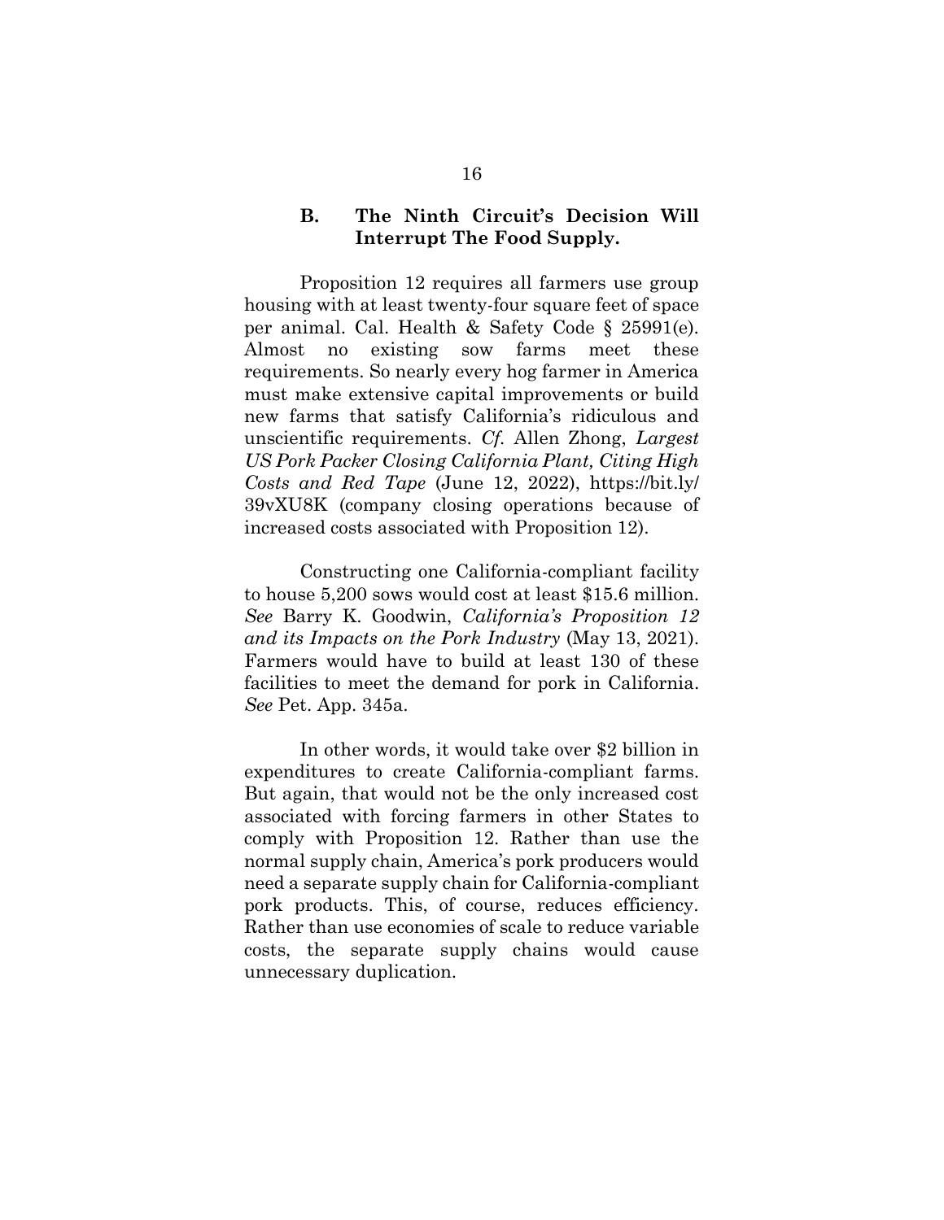### B. The Ninth Circuit's Decision Will Interrupt The Food Supply.

Proposition 12 requires all farmers use group housing with at least twenty-four square feet of space per animal. Cal. Health & Safety Code § 25991(e). Almost no existing sow farms meet these requirements. So nearly every hog farmer in America must make extensive capital improvements or build new farms that satisfy California's ridiculous and unscientific requirements. *Cf.* Allen Zhong, *Largest US Pork Packer Closing California Plant, Citing High Costs and Red Tape* (June 12, 2022), https://bit.ly/39vXU8K (company closing operations because of increased costs associated with Proposition 12).

Constructing one California-compliant facility to house 5,200 sows would cost at least $15.6 million. *See* Barry K. Goodwin, *California's Proposition 12 and its Impacts on the Pork Industry* (May 13, 2021). Farmers would have to build at least 130 of these facilities to meet the demand for pork in California. *See* Pet. App. 345a.

In other words, it would take over $2 billion in expenditures to create California-compliant farms. But again, that would not be the only increased cost associated with forcing farmers in other States to comply with Proposition 12. Rather than use the normal supply chain, America's pork producers would need a separate supply chain for California-compliant pork products. This, of course, reduces efficiency. Rather than use economies of scale to reduce variable costs, the separate supply chains would cause unnecessary duplication.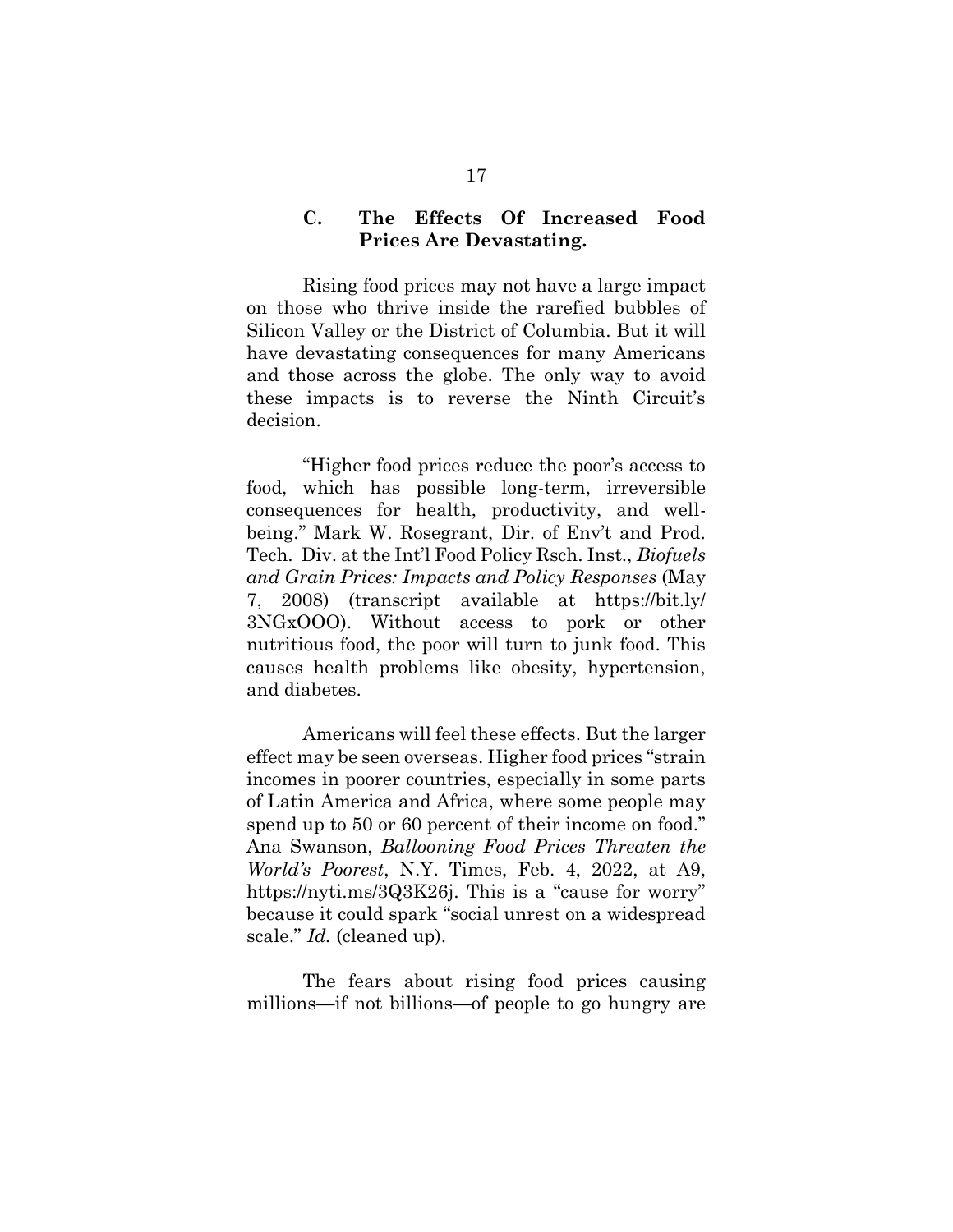### C. The Effects Of Increased Food Prices Are Devastating.

Rising food prices may not have a large impact on those who thrive inside the rarefied bubbles of Silicon Valley or the District of Columbia. But it will have devastating consequences for many Americans and those across the globe. The only way to avoid these impacts is to reverse the Ninth Circuit's decision.

"Higher food prices reduce the poor's access to food, which has possible long-term, irreversible consequences for health, productivity, and well-being." Mark W. Rosegrant, Dir. of Env't and Prod. Tech. Div. at the Int'l Food Policy Rsch. Inst., *Biofuels and Grain Prices: Impacts and Policy Responses* (May 7, 2008) (transcript available at https://bit.ly/3NGxOOO). Without access to pork or other nutritious food, the poor will turn to junk food. This causes health problems like obesity, hypertension, and diabetes.

Americans will feel these effects. But the larger effect may be seen overseas. Higher food prices "strain incomes in poorer countries, especially in some parts of Latin America and Africa, where some people may spend up to 50 or 60 percent of their income on food." Ana Swanson, *Ballooning Food Prices Threaten the World's Poorest*, N.Y. Times, Feb. 4, 2022, at A9, https://nyti.ms/3Q3K26j. This is a "cause for worry" because it could spark "social unrest on a widespread scale." *Id.* (cleaned up).

The fears about rising food prices causing millions—if not billions—of people to go hungry are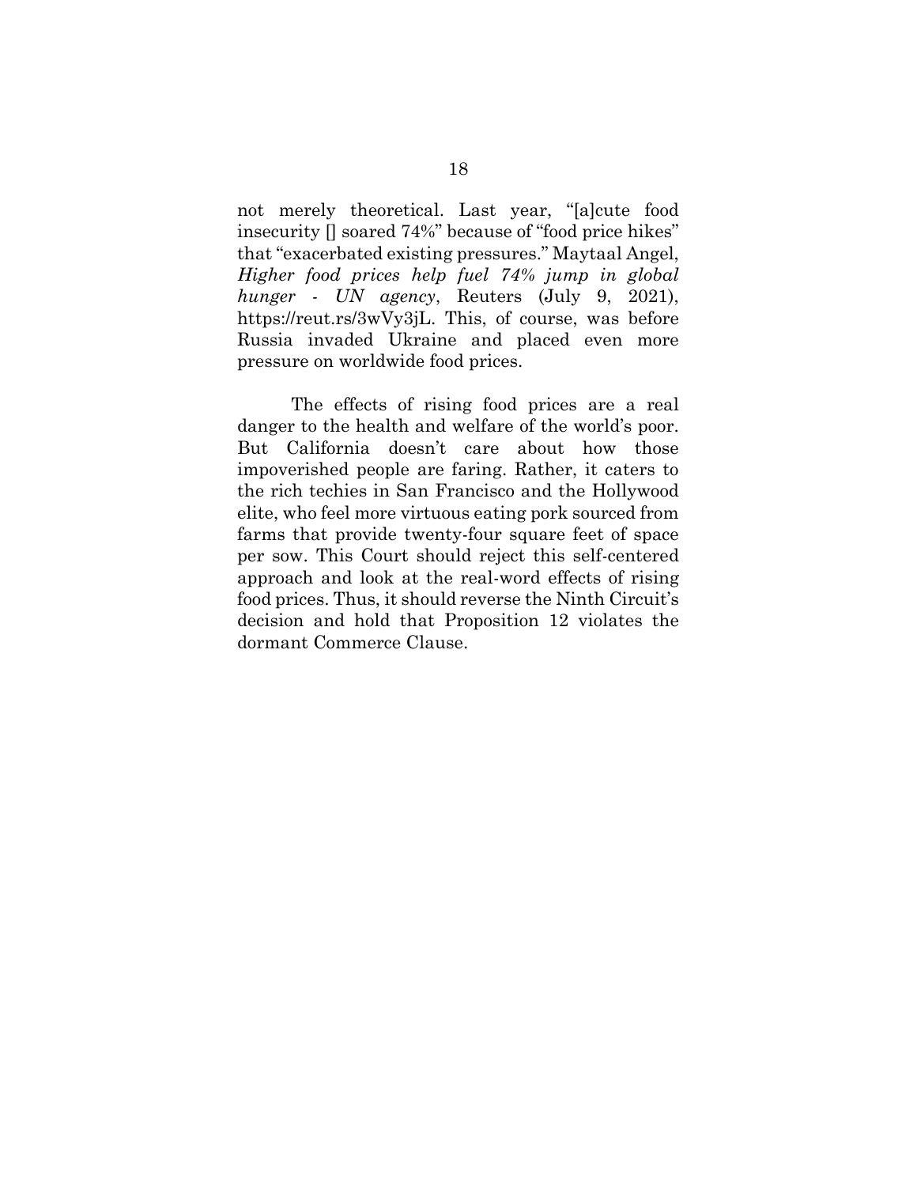not merely theoretical. Last year, "[a]cute food insecurity [] soared 74%" because of "food price hikes" that "exacerbated existing pressures." Maytaal Angel, *Higher food prices help fuel 74% jump in global hunger - UN agency*, Reuters (July 9, 2021), https://reut.rs/3wVy3jL. This, of course, was before Russia invaded Ukraine and placed even more pressure on worldwide food prices.

The effects of rising food prices are a real danger to the health and welfare of the world's poor. But California doesn't care about how those impoverished people are faring. Rather, it caters to the rich techies in San Francisco and the Hollywood elite, who feel more virtuous eating pork sourced from farms that provide twenty-four square feet of space per sow. This Court should reject this self-centered approach and look at the real-word effects of rising food prices. Thus, it should reverse the Ninth Circuit's decision and hold that Proposition 12 violates the dormant Commerce Clause.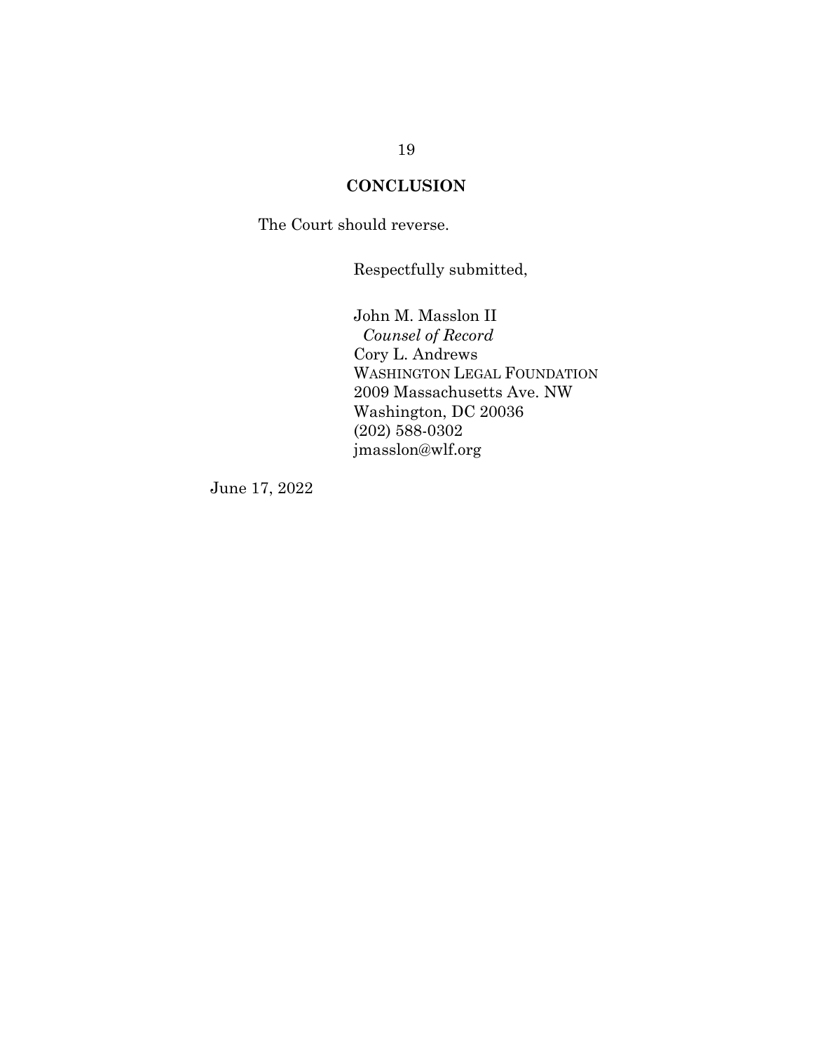## CONCLUSION

The Court should reverse.

Respectfully submitted,

John M. Masslon II
*Counsel of Record*
Cory L. Andrews
WASHINGTON LEGAL FOUNDATION
2009 Massachusetts Ave. NW
Washington, DC 20036
(202) 588-0302
jmasslon@wlf.org

June 17, 2022